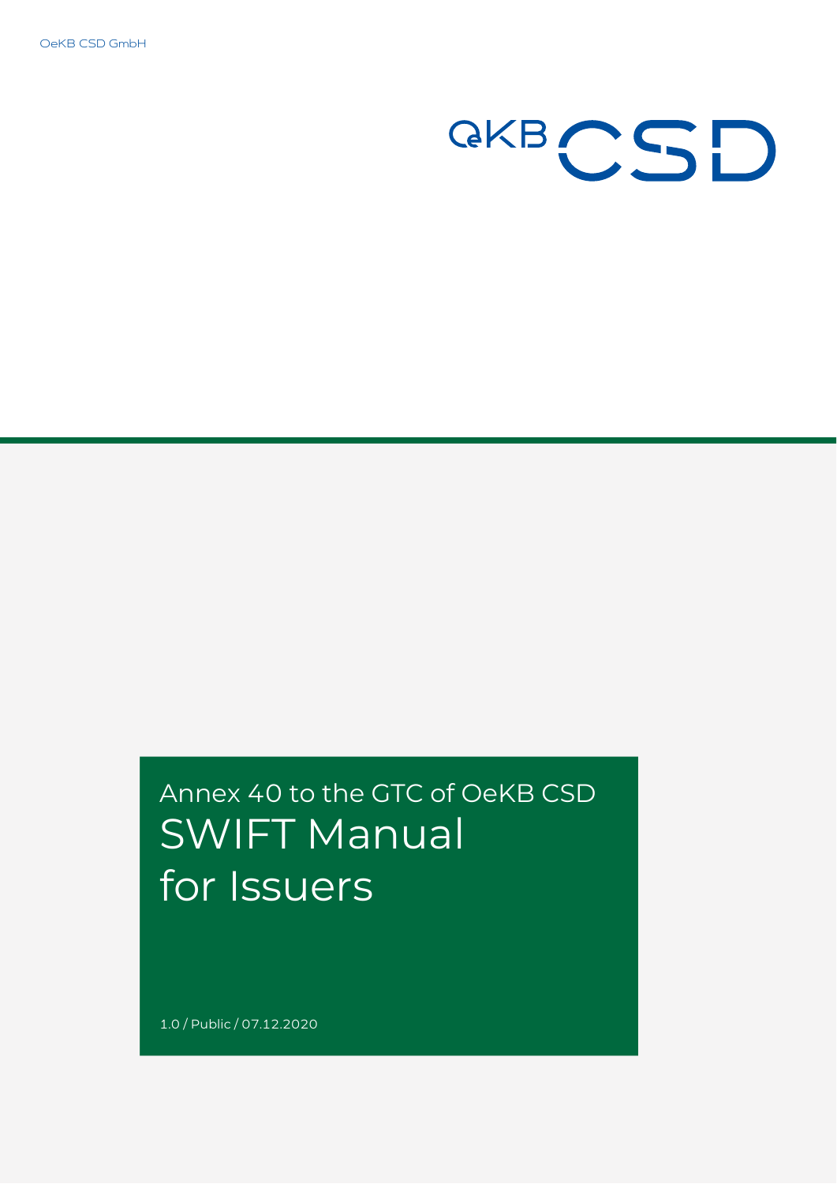OeKB CSD GmbH

OeKB CSD

# Annex 40 to the GTC of OeKB CSD
# SWIFT Manual for Issuers

1.0 / Public / 07.12.2020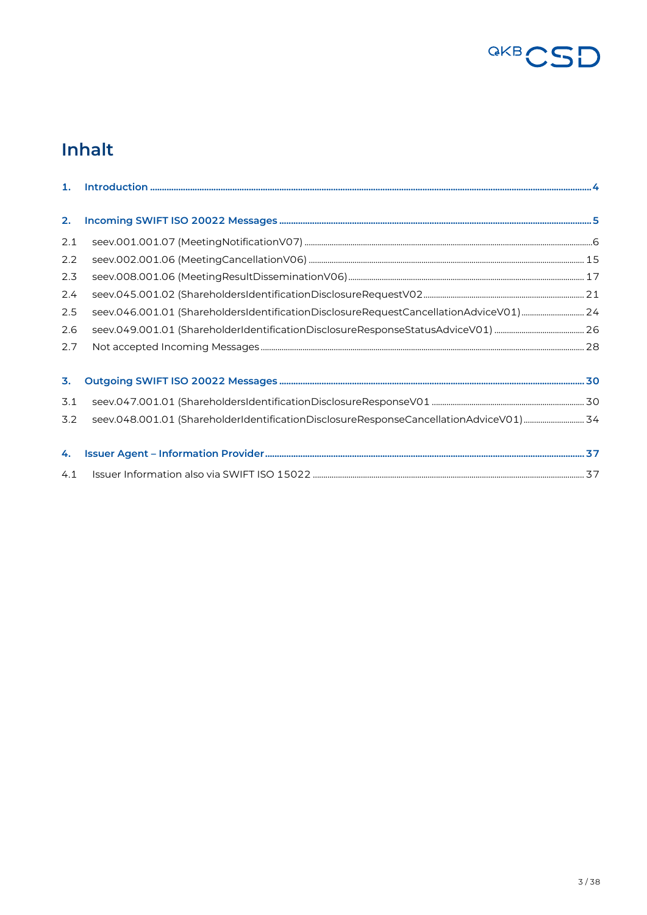# Inhalt

**1. Introduction** ..... **4**

**2. Incoming SWIFT ISO 20022 Messages** ..... **5**

2.1 seev.001.001.07 (MeetingNotificationV07) ..... 6

2.2 seev.002.001.06 (MeetingCancellationV06) ..... 15

2.3 seev.008.001.06 (MeetingResultDisseminationV06) ..... 17

2.4 seev.045.001.02 (ShareholdersIdentificationDisclosureRequestV02 ..... 21

2.5 seev.046.001.01 (ShareholdersIdentificationDisclosureRequestCancellationAdviceV01) ..... 24

2.6 seev.049.001.01 (ShareholderIdentificationDisclosureResponseStatusAdviceV01) ..... 26

2.7 Not accepted Incoming Messages ..... 28

**3. Outgoing SWIFT ISO 20022 Messages** ..... **30**

3.1 seev.047.001.01 (ShareholdersIdentificationDisclosureResponseV01 ..... 30

3.2 seev.048.001.01 (ShareholderIdentificationDisclosureResponseCancellationAdviceV01) ..... 34

**4. Issuer Agent – Information Provider** ..... **37**

4.1 Issuer Information also via SWIFT ISO 15022 ..... 37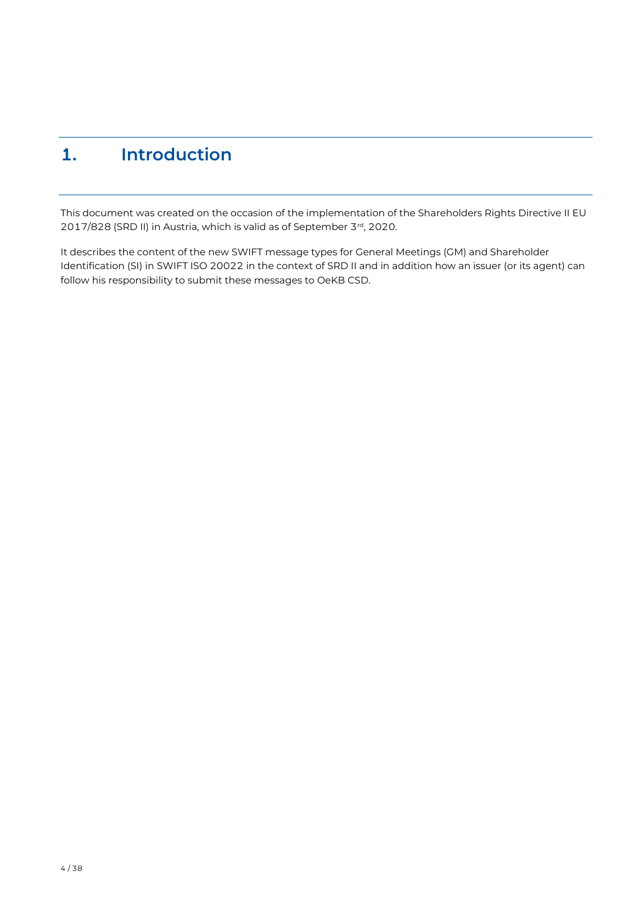# 1. Introduction

This document was created on the occasion of the implementation of the Shareholders Rights Directive II EU 2017/828 (SRD II) in Austria, which is valid as of September 3rd, 2020.

It describes the content of the new SWIFT message types for General Meetings (GM) and Shareholder Identification (SI) in SWIFT ISO 20022 in the context of SRD II and in addition how an issuer (or its agent) can follow his responsibility to submit these messages to OeKB CSD.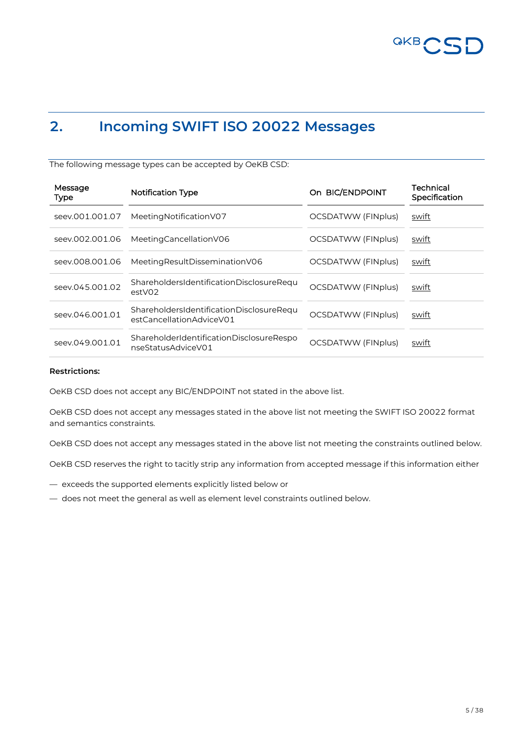## 2. Incoming SWIFT ISO 20022 Messages

The following message types can be accepted by OeKB CSD:

| Message Type | Notification Type | On BIC/ENDPOINT | Technical Specification |
|---|---|---|---|
| seev.001.001.07 | MeetingNotificationV07 | OCSDATWW (FINplus) | swift |
| seev.002.001.06 | MeetingCancellationV06 | OCSDATWW (FINplus) | swift |
| seev.008.001.06 | MeetingResultDisseminationV06 | OCSDATWW (FINplus) | swift |
| seev.045.001.02 | ShareholdersIdentificationDisclosureRequestV02 | OCSDATWW (FINplus) | swift |
| seev.046.001.01 | ShareholdersIdentificationDisclosureRequestCancellationAdviceV01 | OCSDATWW (FINplus) | swift |
| seev.049.001.01 | ShareholderIdentificationDisclosureResponseStatusAdviceV01 | OCSDATWW (FINplus) | swift |

**Restrictions:**

OeKB CSD does not accept any BIC/ENDPOINT not stated in the above list.

OeKB CSD does not accept any messages stated in the above list not meeting the SWIFT ISO 20022 format and semantics constraints.

OeKB CSD does not accept any messages stated in the above list not meeting the constraints outlined below.

OeKB CSD reserves the right to tacitly strip any information from accepted message if this information either

— exceeds the supported elements explicitly listed below or

— does not meet the general as well as element level constraints outlined below.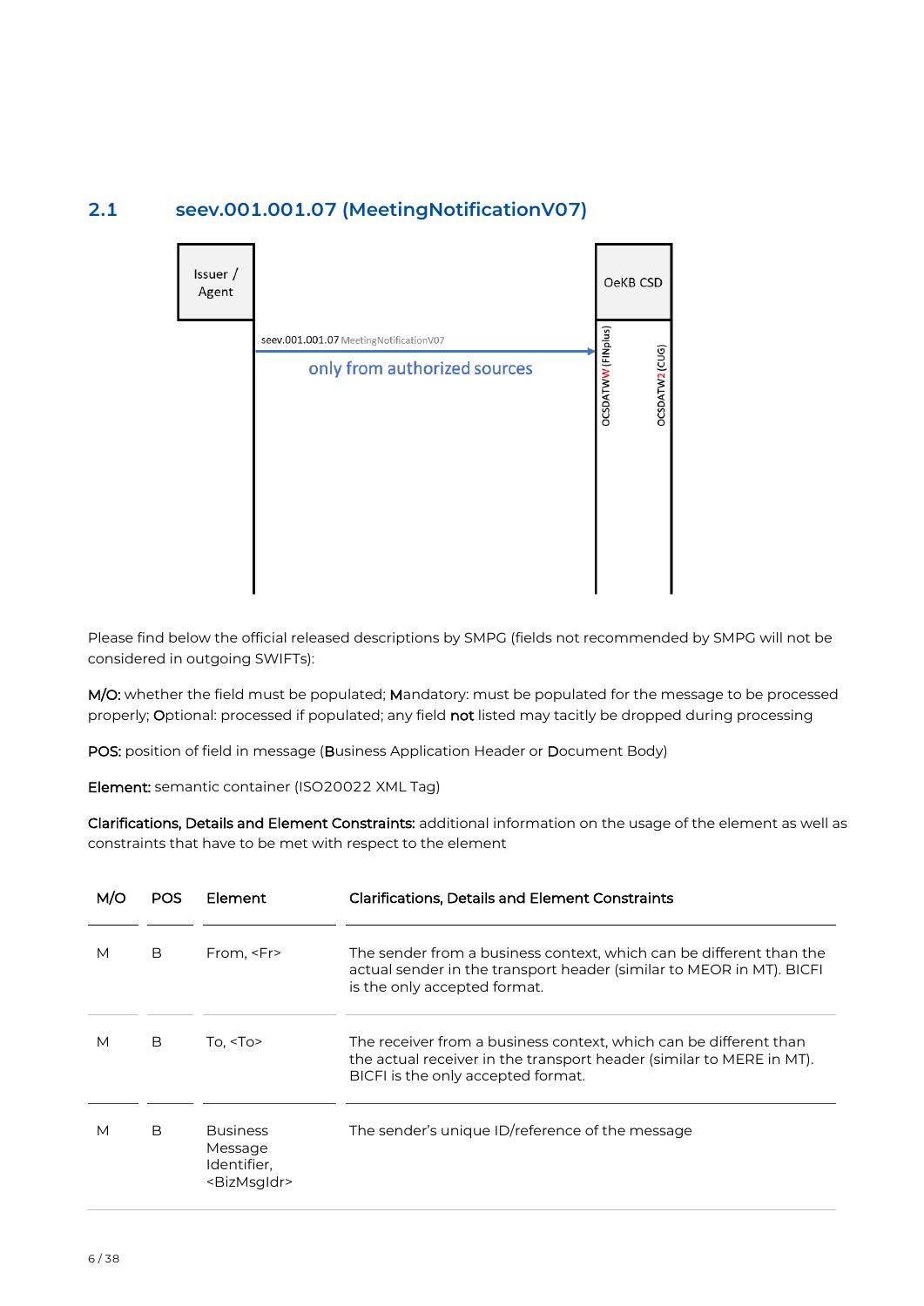## 2.1 seev.001.001.07 (MeetingNotificationV07)

Issuer / Agent

OeKB CSD

seev.001.001.07 MeetingNotificationV07

only from authorized sources

OCSDATWWW (FINplus)

OCSDATW2 (CUG)

Please find below the official released descriptions by SMPG (fields not recommended by SMPG will not be considered in outgoing SWIFTs):

**M/O:** whether the field must be populated; **M**andatory: must be populated for the message to be processed properly; **O**ptional: processed if populated; any field **not** listed may tacitly be dropped during processing

**POS:** position of field in message (**B**usiness Application Header or **D**ocument Body)

**Element:** semantic container (ISO20022 XML Tag)

**Clarifications, Details and Element Constraints:** additional information on the usage of the element as well as constraints that have to be met with respect to the element

| M/O | POS | Element | Clarifications, Details and Element Constraints |
|---|---|---|---|
| M | B | From, <Fr> | The sender from a business context, which can be different than the actual sender in the transport header (similar to MEOR in MT). BICFI is the only accepted format. |
| M | B | To, <To> | The receiver from a business context, which can be different than the actual receiver in the transport header (similar to MERE in MT). BICFI is the only accepted format. |
| M | B | Business Message Identifier, <BizMsgIdr> | The sender's unique ID/reference of the message |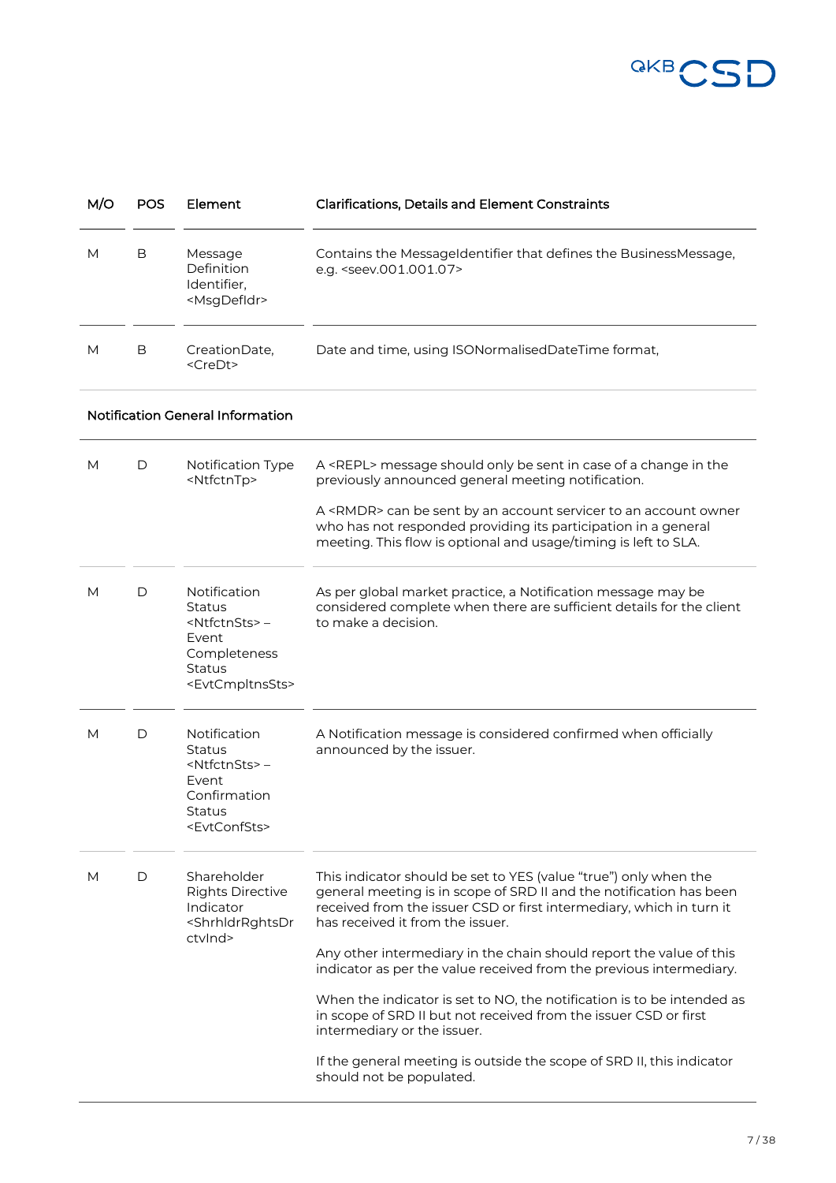| M/O | POS | Element | Clarifications, Details and Element Constraints |
|---|---|---|---|
| M | B | Message Definition Identifier, <MsgDefIdr> | Contains the MessageIdentifier that defines the BusinessMessage, e.g. <seev.001.001.07> |
| M | B | CreationDate, <CreDt> | Date and time, using ISONormalisedDateTime format, |
| **Notification General Information** | | | |
| M | D | Notification Type <NtfctnTp> | A <REPL> message should only be sent in case of a change in the previously announced general meeting notification.<br><br>A <RMDR> can be sent by an account servicer to an account owner who has not responded providing its participation in a general meeting. This flow is optional and usage/timing is left to SLA. |
| M | D | Notification Status <NtfctnSts> – Event Completeness Status <EvtCmpltnsSts> | As per global market practice, a Notification message may be considered complete when there are sufficient details for the client to make a decision. |
| M | D | Notification Status <NtfctnSts> – Event Confirmation Status <EvtConfSts> | A Notification message is considered confirmed when officially announced by the issuer. |
| M | D | Shareholder Rights Directive Indicator <ShrhldrRghtsDrctvInd> | This indicator should be set to YES (value "true") only when the general meeting is in scope of SRD II and the notification has been received from the issuer CSD or first intermediary, which in turn it has received it from the issuer.<br><br>Any other intermediary in the chain should report the value of this indicator as per the value received from the previous intermediary.<br><br>When the indicator is set to NO, the notification is to be intended as in scope of SRD II but not received from the issuer CSD or first intermediary or the issuer.<br><br>If the general meeting is outside the scope of SRD II, this indicator should not be populated. |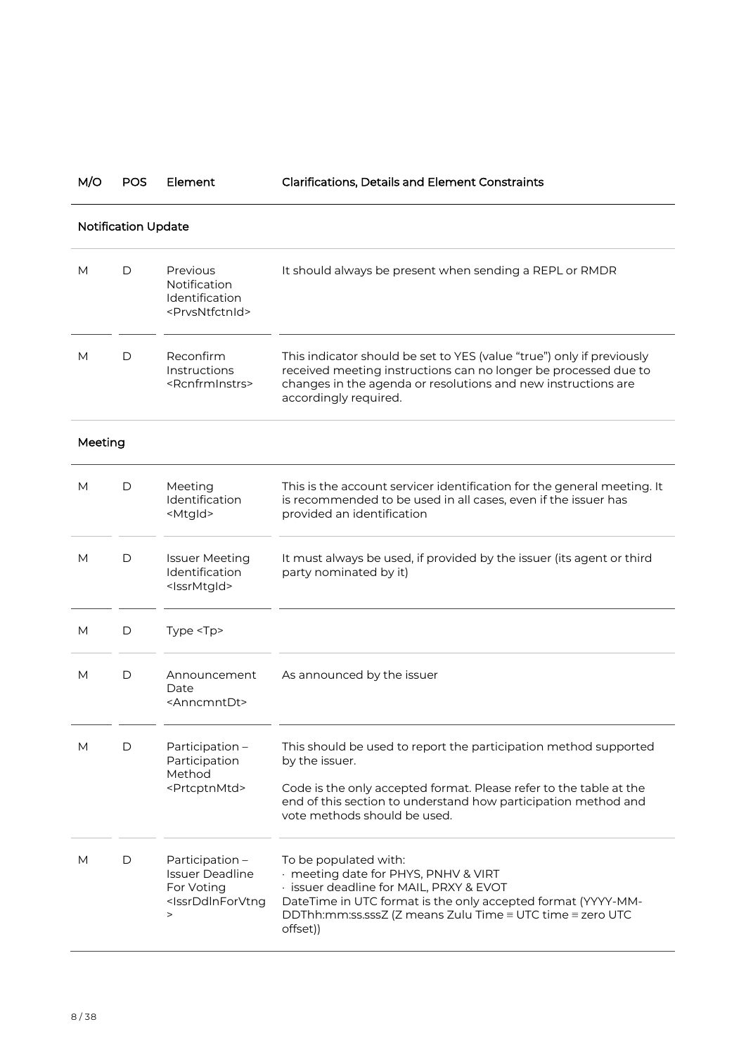| M/O | POS | Element | Clarifications, Details and Element Constraints |
|---|---|---|---|
| **Notification Update** | | | |
| M | D | Previous Notification Identification <PrvsNtfctnId> | It should always be present when sending a REPL or RMDR |
| M | D | Reconfirm Instructions <RcnfrmInstrs> | This indicator should be set to YES (value "true") only if previously received meeting instructions can no longer be processed due to changes in the agenda or resolutions and new instructions are accordingly required. |
| **Meeting** | | | |
| M | D | Meeting Identification <MtgId> | This is the account servicer identification for the general meeting. It is recommended to be used in all cases, even if the issuer has provided an identification |
| M | D | Issuer Meeting Identification <IssrMtgId> | It must always be used, if provided by the issuer (its agent or third party nominated by it) |
| M | D | Type <Tp> | |
| M | D | Announcement Date <AnncmntDt> | As announced by the issuer |
| M | D | Participation – Participation Method <PrtcptnMtd> | This should be used to report the participation method supported by the issuer.<br><br>Code is the only accepted format. Please refer to the table at the end of this section to understand how participation method and vote methods should be used. |
| M | D | Participation – Issuer Deadline For Voting <IssrDdlnForVtng> | To be populated with:<br>· meeting date for PHYS, PNHV & VIRT<br>· issuer deadline for MAIL, PRXY & EVOT<br>DateTime in UTC format is the only accepted format (YYYY-MM-DDThh:mm:ss.sssZ (Z means Zulu Time ≡ UTC time ≡ zero UTC offset)) |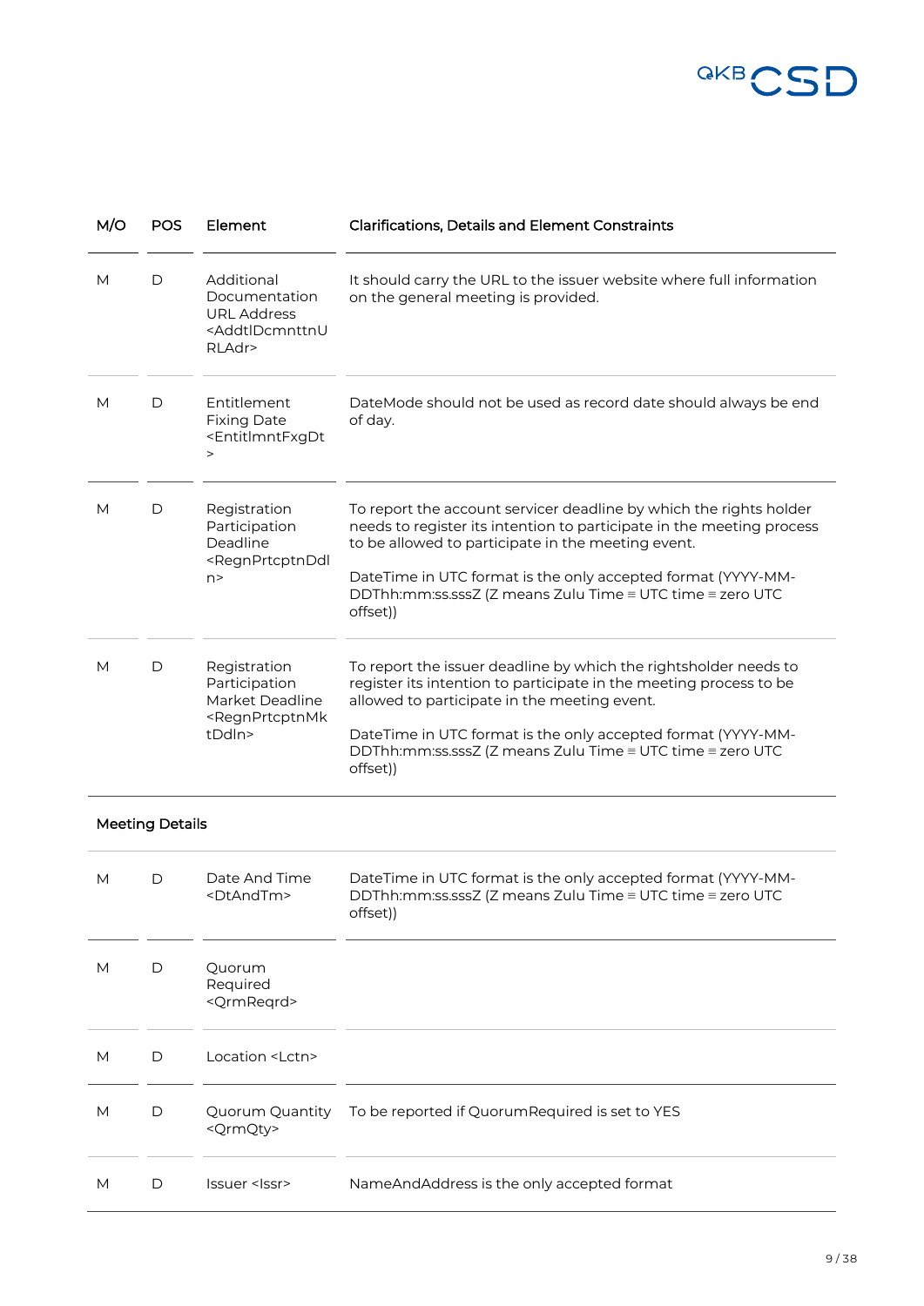| M/O | POS | Element | Clarifications, Details and Element Constraints |
|---|---|---|---|
| M | D | Additional Documentation URL Address <AddtlDcmnttnURLAdr> | It should carry the URL to the issuer website where full information on the general meeting is provided. |
| M | D | Entitlement Fixing Date <EntitlmntFxgDt> | DateMode should not be used as record date should always be end of day. |
| M | D | Registration Participation Deadline <RegnPrtcptnDdln> | To report the account servicer deadline by which the rights holder needs to register its intention to participate in the meeting process to be allowed to participate in the meeting event.<br><br>DateTime in UTC format is the only accepted format (YYYY-MM-DDThh:mm:ss.sssZ (Z means Zulu Time ≡ UTC time ≡ zero UTC offset)) |
| M | D | Registration Participation Market Deadline <RegnPrtcptnMktDdln> | To report the issuer deadline by which the rightsholder needs to register its intention to participate in the meeting process to be allowed to participate in the meeting event.<br><br>DateTime in UTC format is the only accepted format (YYYY-MM-DDThh:mm:ss.sssZ (Z means Zulu Time ≡ UTC time ≡ zero UTC offset)) |
| **Meeting Details** | | | |
| M | D | Date And Time <DtAndTm> | DateTime in UTC format is the only accepted format (YYYY-MM-DDThh:mm:ss.sssZ (Z means Zulu Time ≡ UTC time ≡ zero UTC offset)) |
| M | D | Quorum Required <QrmReqrd> | |
| M | D | Location <Lctn> | |
| M | D | Quorum Quantity <QrmQty> | To be reported if QuorumRequired is set to YES |
| M | D | Issuer <Issr> | NameAndAddress is the only accepted format |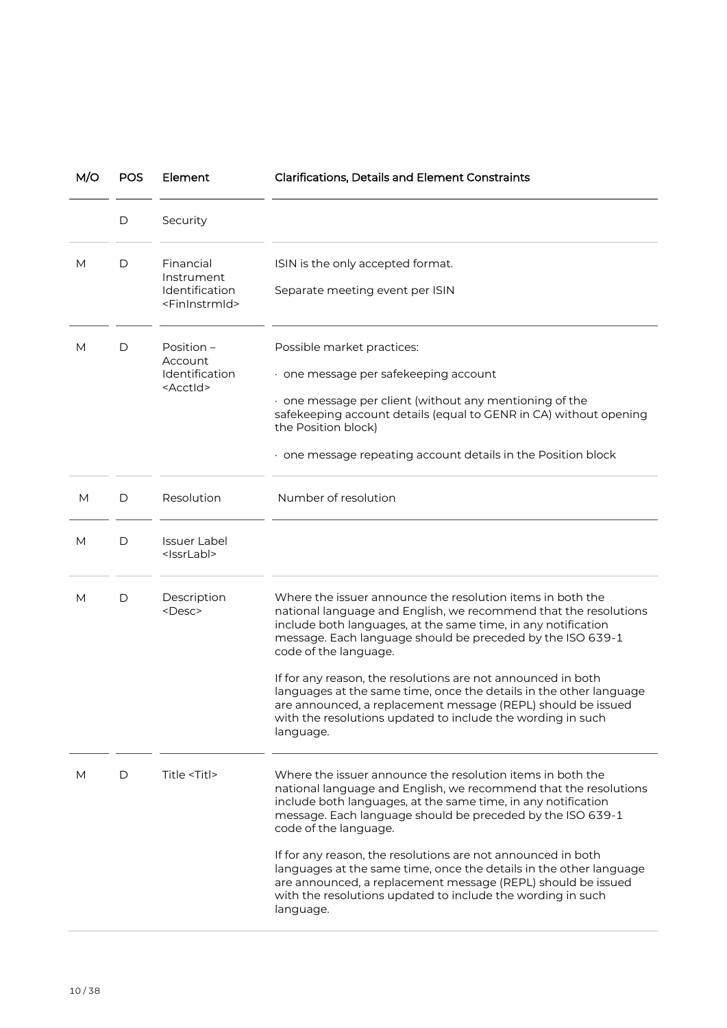| M/O | POS | Element | Clarifications, Details and Element Constraints |
| --- | --- | --- | --- |
| | D | Security | |
| M | D | Financial Instrument Identification <FinInstrmId> | ISIN is the only accepted format.<br><br>Separate meeting event per ISIN |
| M | D | Position – Account Identification <AcctId> | Possible market practices:<br><br>· one message per safekeeping account<br><br>· one message per client (without any mentioning of the safekeeping account details (equal to GENR in CA) without opening the Position block)<br><br>· one message repeating account details in the Position block |
| M | D | Resolution | Number of resolution |
| M | D | Issuer Label <IssrLabl> | |
| M | D | Description <Desc> | Where the issuer announce the resolution items in both the national language and English, we recommend that the resolutions include both languages, at the same time, in any notification message. Each language should be preceded by the ISO 639-1 code of the language.<br><br>If for any reason, the resolutions are not announced in both languages at the same time, once the details in the other language are announced, a replacement message (REPL) should be issued with the resolutions updated to include the wording in such language. |
| M | D | Title <Titl> | Where the issuer announce the resolution items in both the national language and English, we recommend that the resolutions include both languages, at the same time, in any notification message. Each language should be preceded by the ISO 639-1 code of the language.<br><br>If for any reason, the resolutions are not announced in both languages at the same time, once the details in the other language are announced, a replacement message (REPL) should be issued with the resolutions updated to include the wording in such language. |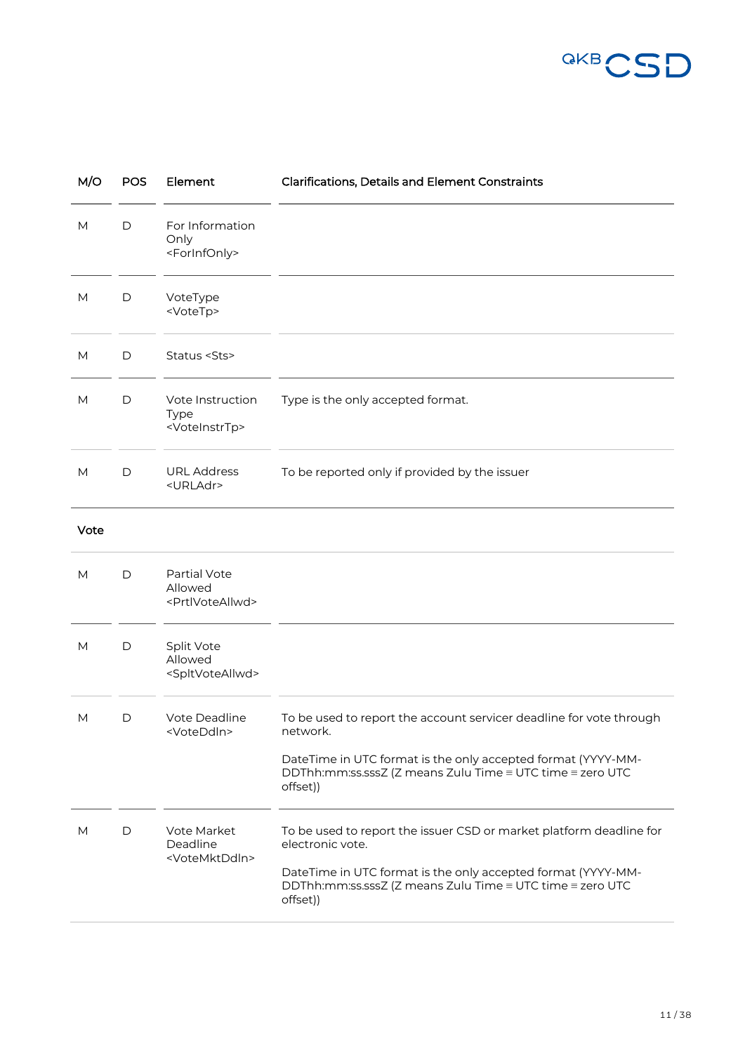| M/O | POS | Element | Clarifications, Details and Element Constraints |
|---|---|---|---|
| M | D | For Information Only <ForInfOnly> | |
| M | D | VoteType <VoteTp> | |
| M | D | Status <Sts> | |
| M | D | Vote Instruction Type <VoteInstrTp> | Type is the only accepted format. |
| M | D | URL Address <URLAdr> | To be reported only if provided by the issuer |
| **Vote** | | | |
| M | D | Partial Vote Allowed <PrtlVoteAllwd> | |
| M | D | Split Vote Allowed <SpltVoteAllwd> | |
| M | D | Vote Deadline <VoteDdln> | To be used to report the account servicer deadline for vote through network.<br><br>DateTime in UTC format is the only accepted format (YYYY-MM-DDThh:mm:ss.sssZ (Z means Zulu Time ≡ UTC time ≡ zero UTC offset)) |
| M | D | Vote Market Deadline <VoteMktDdln> | To be used to report the issuer CSD or market platform deadline for electronic vote.<br><br>DateTime in UTC format is the only accepted format (YYYY-MM-DDThh:mm:ss.sssZ (Z means Zulu Time ≡ UTC time ≡ zero UTC offset)) |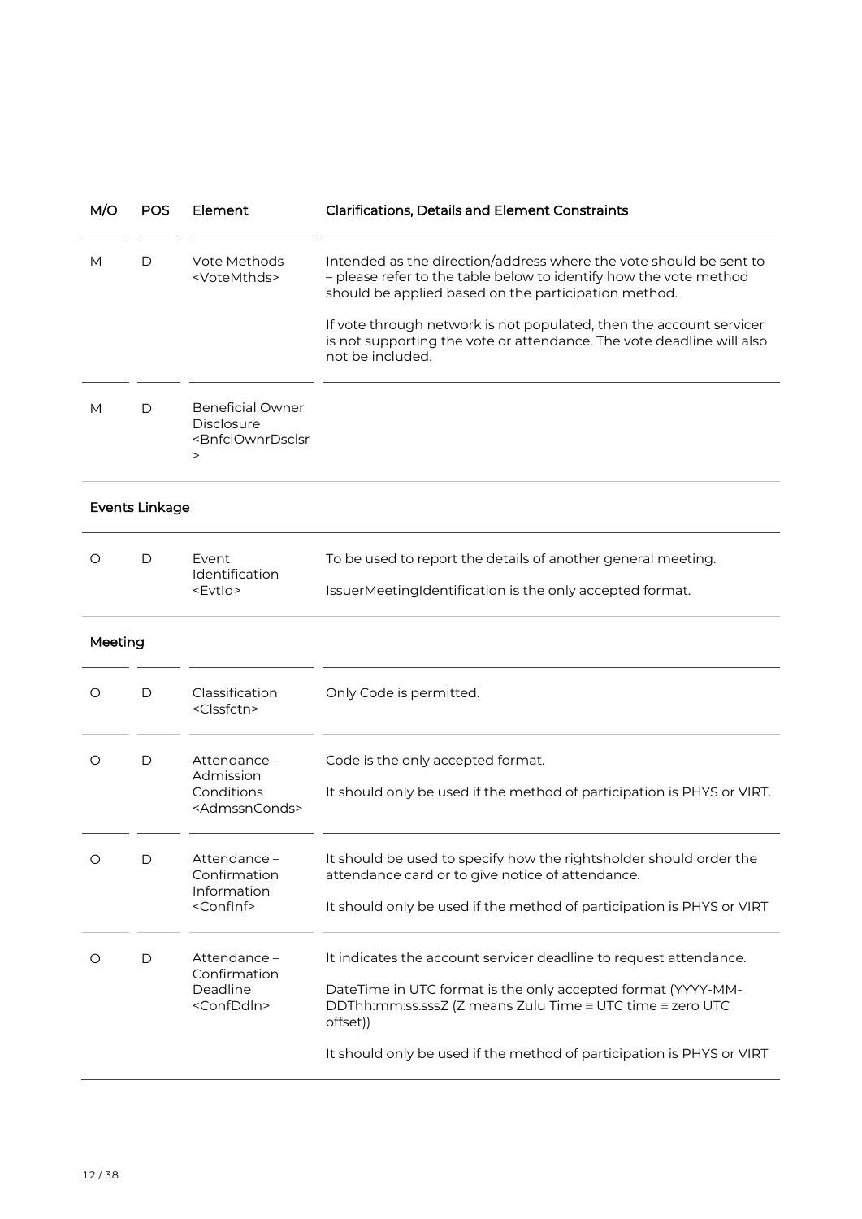| M/O | POS | Element | Clarifications, Details and Element Constraints |
|---|---|---|---|
| M | D | Vote Methods <VoteMthds> | Intended as the direction/address where the vote should be sent to – please refer to the table below to identify how the vote method should be applied based on the participation method.<br><br>If vote through network is not populated, then the account servicer is not supporting the vote or attendance. The vote deadline will also not be included. |
| M | D | Beneficial Owner Disclosure <BnfclOwnrDsclsr> | |
| **Events Linkage** | | | |
| O | D | Event Identification <EvtId> | To be used to report the details of another general meeting.<br><br>IssuerMeetingIdentification is the only accepted format. |
| **Meeting** | | | |
| O | D | Classification <Clssfctn> | Only Code is permitted. |
| O | D | Attendance – Admission Conditions <AdmssnConds> | Code is the only accepted format.<br><br>It should only be used if the method of participation is PHYS or VIRT. |
| O | D | Attendance – Confirmation Information <ConfInf> | It should be used to specify how the rightsholder should order the attendance card or to give notice of attendance.<br><br>It should only be used if the method of participation is PHYS or VIRT |
| O | D | Attendance – Confirmation Deadline <ConfDdln> | It indicates the account servicer deadline to request attendance.<br><br>DateTime in UTC format is the only accepted format (YYYY-MM-DDThh:mm:ss.sssZ (Z means Zulu Time ≡ UTC time ≡ zero UTC offset))<br><br>It should only be used if the method of participation is PHYS or VIRT |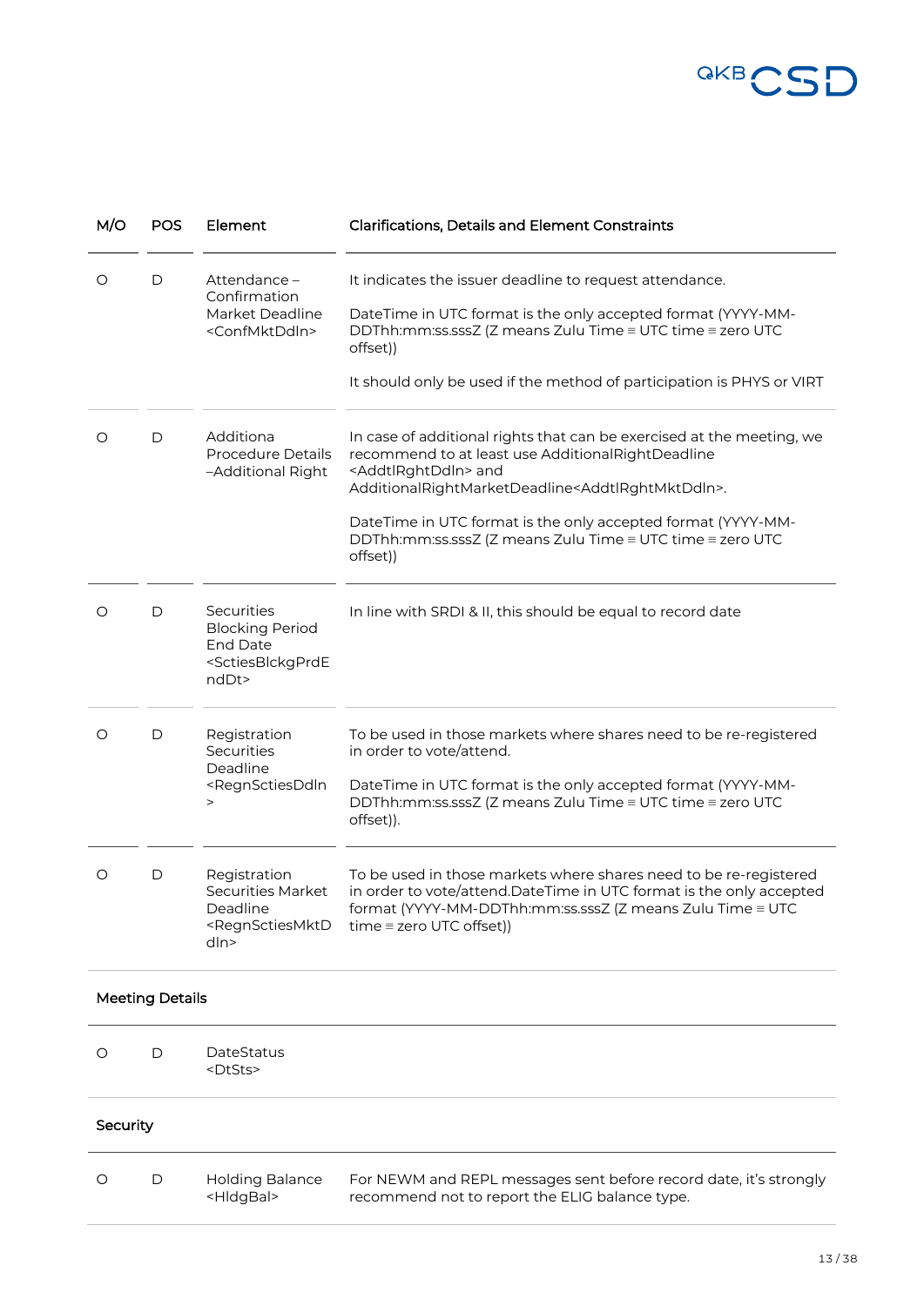| M/O | POS | Element | Clarifications, Details and Element Constraints |
|---|---|---|---|
| O | D | Attendance – Confirmation Market Deadline <ConfMktDdln> | It indicates the issuer deadline to request attendance.<br><br>DateTime in UTC format is the only accepted format (YYYY-MM-DDThh:mm:ss.sssZ (Z means Zulu Time ≡ UTC time ≡ zero UTC offset))<br><br>It should only be used if the method of participation is PHYS or VIRT |
| O | D | Additiona Procedure Details –Additional Right | In case of additional rights that can be exercised at the meeting, we recommend to at least use AdditionalRightDeadline <AddtlRghtDdln> and AdditionalRightMarketDeadline<AddtlRghtMktDdln>.<br><br>DateTime in UTC format is the only accepted format (YYYY-MM-DDThh:mm:ss.sssZ (Z means Zulu Time ≡ UTC time ≡ zero UTC offset)) |
| O | D | Securities Blocking Period End Date <SctiesBlckgPrdEndDt> | In line with SRDI & II, this should be equal to record date |
| O | D | Registration Securities Deadline <RegnSctiesDdln> | To be used in those markets where shares need to be re-registered in order to vote/attend.<br><br>DateTime in UTC format is the only accepted format (YYYY-MM-DDThh:mm:ss.sssZ (Z means Zulu Time ≡ UTC time ≡ zero UTC offset)). |
| O | D | Registration Securities Market Deadline <RegnSctiesMktDdln> | To be used in those markets where shares need to be re-registered in order to vote/attend.DateTime in UTC format is the only accepted format (YYYY-MM-DDThh:mm:ss.sssZ (Z means Zulu Time ≡ UTC time ≡ zero UTC offset)) |
| **Meeting Details** | | | |
| O | D | DateStatus <DtSts> | |
| **Security** | | | |
| O | D | Holding Balance <HldgBal> | For NEWM and REPL messages sent before record date, it's strongly recommend not to report the ELIG balance type. |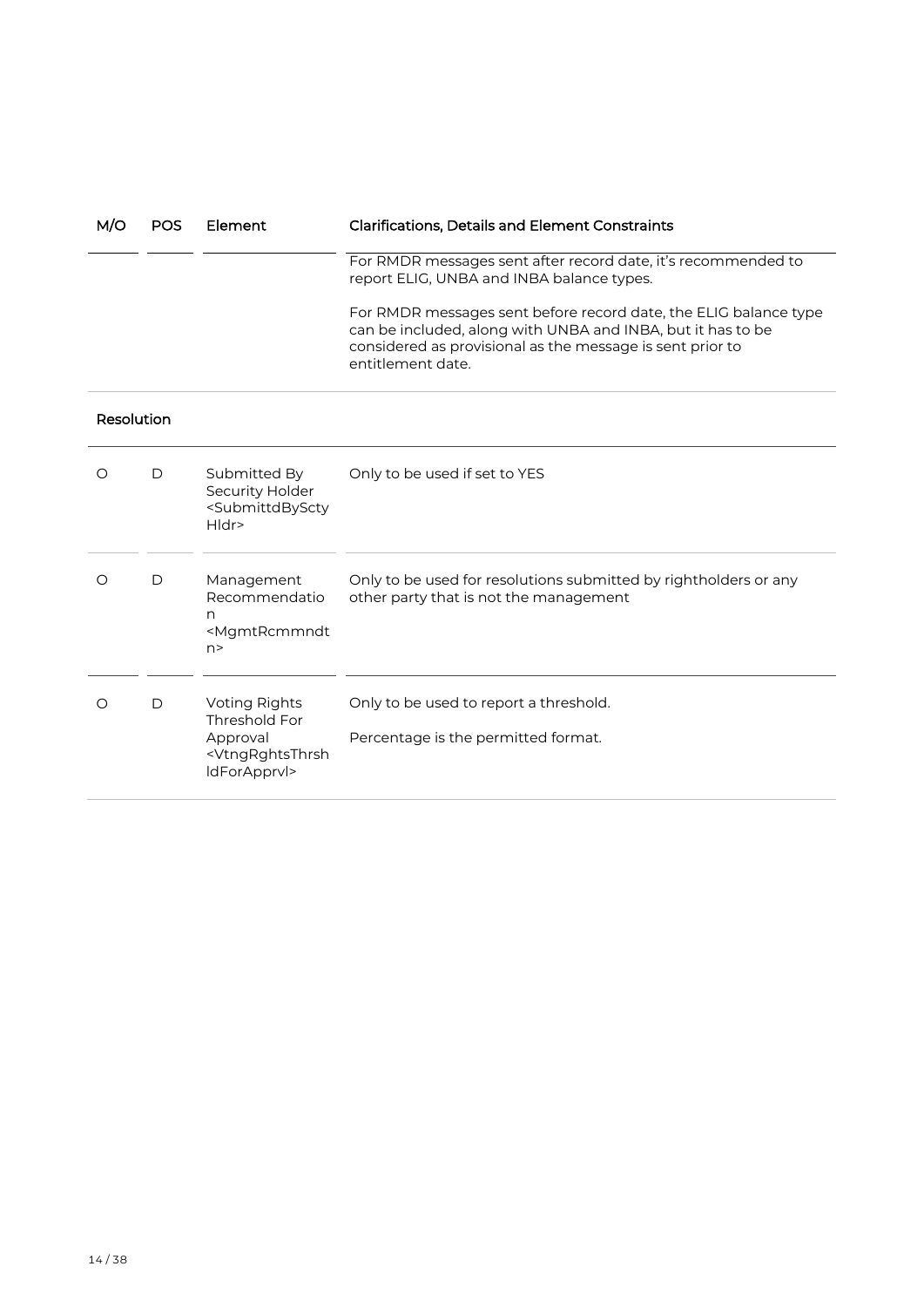| M/O | POS | Element | Clarifications, Details and Element Constraints |
|---|---|---|---|
| | | | For RMDR messages sent after record date, it's recommended to report ELIG, UNBA and INBA balance types.<br><br>For RMDR messages sent before record date, the ELIG balance type can be included, along with UNBA and INBA, but it has to be considered as provisional as the message is sent prior to entitlement date. |

**Resolution**

| M/O | POS | Element | Clarifications, Details and Element Constraints |
|---|---|---|---|
| O | D | Submitted By Security Holder <SubmittdBySctyHldr> | Only to be used if set to YES |
| O | D | Management Recommendation <MgmtRcmmndtn> | Only to be used for resolutions submitted by rightholders or any other party that is not the management |
| O | D | Voting Rights Threshold For Approval <VtngRghtsThrshldForApprvl> | Only to be used to report a threshold.<br><br>Percentage is the permitted format. |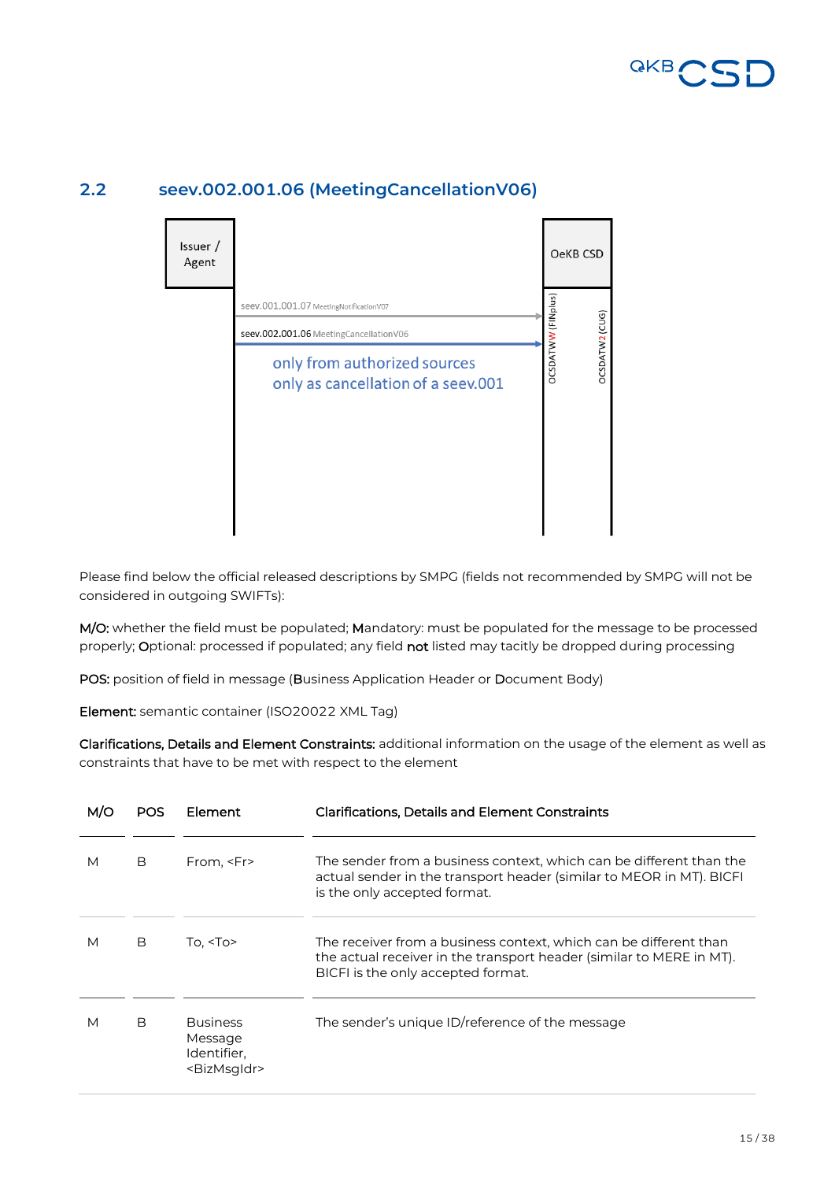## 2.2 seev.002.001.06 (MeetingCancellationV06)

Issuer / Agent

OeKB CSD

seev.001.001.07 MeetingNotificationV07

seev.002.001.06 MeetingCancellationV06

only from authorized sources
only as cancellation of a seev.001

OCSDATWWW (FINplus)

OCSDATW2 (CUG)

Please find below the official released descriptions by SMPG (fields not recommended by SMPG will not be considered in outgoing SWIFTs):

**M/O:** whether the field must be populated; **M**andatory: must be populated for the message to be processed properly; **O**ptional: processed if populated; any field **not** listed may tacitly be dropped during processing

**POS:** position of field in message (**B**usiness Application Header or **D**ocument Body)

**Element:** semantic container (ISO20022 XML Tag)

**Clarifications, Details and Element Constraints:** additional information on the usage of the element as well as constraints that have to be met with respect to the element

| M/O | POS | Element | Clarifications, Details and Element Constraints |
|---|---|---|---|
| M | B | From, <Fr> | The sender from a business context, which can be different than the actual sender in the transport header (similar to MEOR in MT). BICFI is the only accepted format. |
| M | B | To, <To> | The receiver from a business context, which can be different than the actual receiver in the transport header (similar to MERE in MT). BICFI is the only accepted format. |
| M | B | Business Message Identifier, <BizMsgIdr> | The sender's unique ID/reference of the message |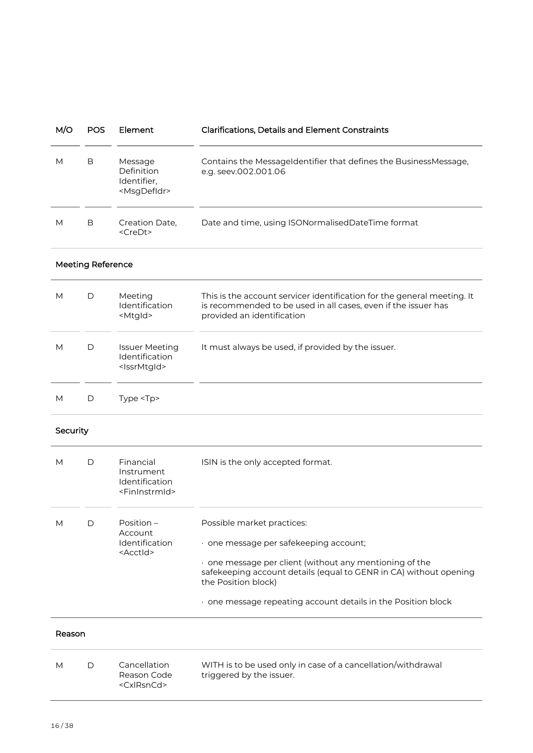| M/O | POS | Element | Clarifications, Details and Element Constraints |
|---|---|---|---|
| M | B | Message Definition Identifier, <MsgDefIdr> | Contains the MessageIdentifier that defines the BusinessMessage, e.g. seev.002.001.06 |
| M | B | Creation Date, <CreDt> | Date and time, using ISONormalisedDateTime format |
| **Meeting Reference** | | | |
| M | D | Meeting Identification <MtgId> | This is the account servicer identification for the general meeting. It is recommended to be used in all cases, even if the issuer has provided an identification |
| M | D | Issuer Meeting Identification <IssrMtgId> | It must always be used, if provided by the issuer. |
| M | D | Type <Tp> | |
| **Security** | | | |
| M | D | Financial Instrument Identification <FinInstrmId> | ISIN is the only accepted format. |
| M | D | Position – Account Identification <AcctId> | Possible market practices:<br>· one message per safekeeping account;<br>· one message per client (without any mentioning of the safekeeping account details (equal to GENR in CA) without opening the Position block)<br>· one message repeating account details in the Position block |
| **Reason** | | | |
| M | D | Cancellation Reason Code <CxlRsnCd> | WITH is to be used only in case of a cancellation/withdrawal triggered by the issuer. |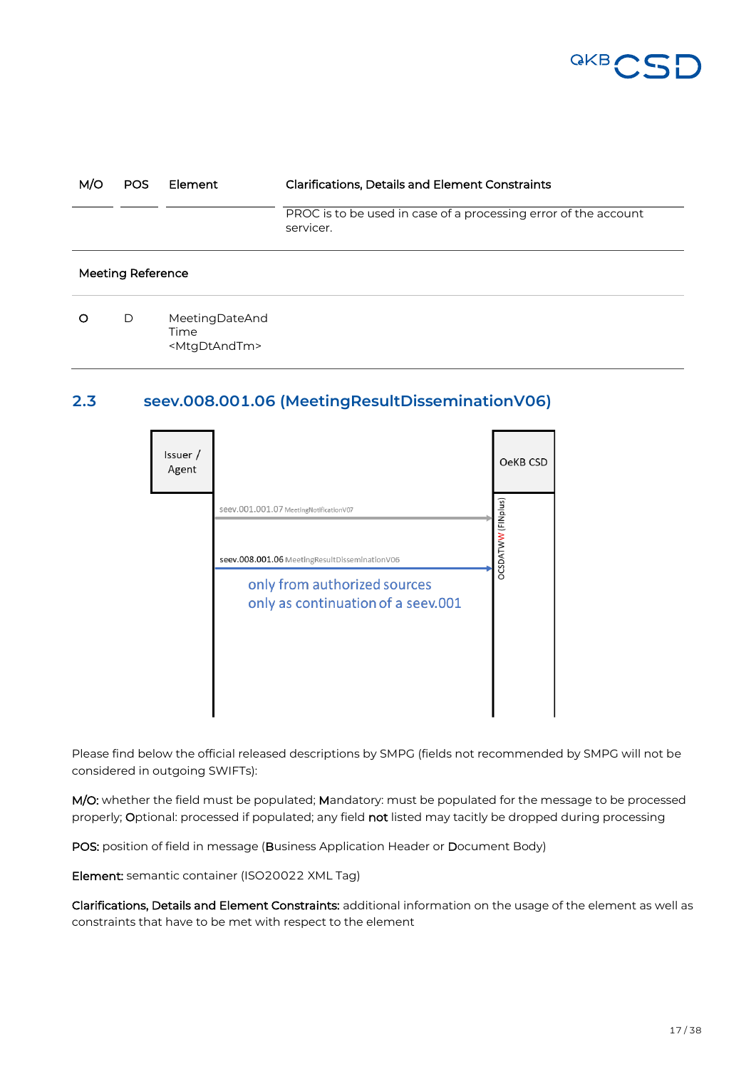| M/O | POS | Element | Clarifications, Details and Element Constraints |
|---|---|---|---|
| | | | PROC is to be used in case of a processing error of the account servicer. |
| **Meeting Reference** | | | |
| O | D | MeetingDateAndTime <MtgDtAndTm> | |

## 2.3 seev.008.001.06 (MeetingResultDisseminationV06)

Issuer / Agent

OeKB CSD

seev.001.001.07 MeetingNotificationV07

seev.008.001.06 MeetingResultDisseminationV06

only from authorized sources
only as continuation of a seev.001

OCSDATWW (FINplus)

Please find below the official released descriptions by SMPG (fields not recommended by SMPG will not be considered in outgoing SWIFTs):

**M/O:** whether the field must be populated; **M**andatory: must be populated for the message to be processed properly; **O**ptional: processed if populated; any field **not** listed may tacitly be dropped during processing

**POS:** position of field in message (**B**usiness Application Header or **D**ocument Body)

**Element:** semantic container (ISO20022 XML Tag)

**Clarifications, Details and Element Constraints:** additional information on the usage of the element as well as constraints that have to be met with respect to the element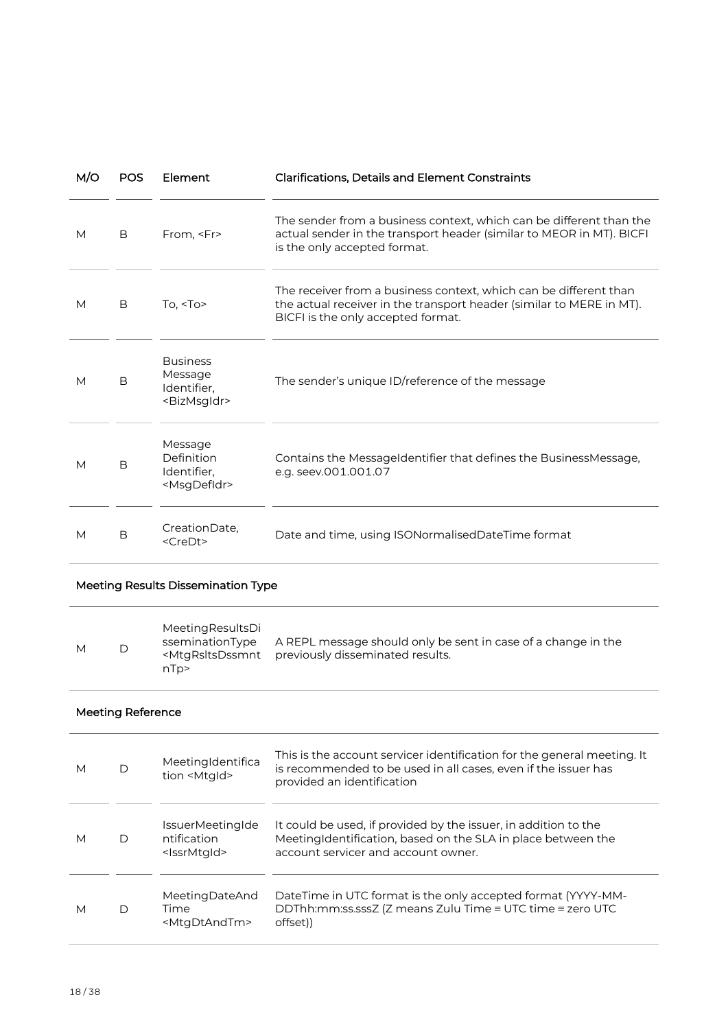| M/O | POS | Element | Clarifications, Details and Element Constraints |
|---|---|---|---|
| M | B | From, <Fr> | The sender from a business context, which can be different than the actual sender in the transport header (similar to MEOR in MT). BICFI is the only accepted format. |
| M | B | To, <To> | The receiver from a business context, which can be different than the actual receiver in the transport header (similar to MERE in MT). BICFI is the only accepted format. |
| M | B | Business Message Identifier, <BizMsgIdr> | The sender's unique ID/reference of the message |
| M | B | Message Definition Identifier, <MsgDefIdr> | Contains the MessageIdentifier that defines the BusinessMessage, e.g. seev.001.001.07 |
| M | B | CreationDate, <CreDt> | Date and time, using ISONormalisedDateTime format |

### Meeting Results Dissemination Type

| M/O | POS | Element | Clarifications, Details and Element Constraints |
|---|---|---|---|
| M | D | MeetingResultsDisseminationType <MtgRsltsDssmntnTp> | A REPL message should only be sent in case of a change in the previously disseminated results. |

### Meeting Reference

| M/O | POS | Element | Clarifications, Details and Element Constraints |
|---|---|---|---|
| M | D | MeetingIdentification <MtgId> | This is the account servicer identification for the general meeting. It is recommended to be used in all cases, even if the issuer has provided an identification |
| M | D | IssuerMeetingIdentification <IssrMtgId> | It could be used, if provided by the issuer, in addition to the MeetingIdentification, based on the SLA in place between the account servicer and account owner. |
| M | D | MeetingDateAndTime <MtgDtAndTm> | DateTime in UTC format is the only accepted format (YYYY-MM-DDThh:mm:ss.sssZ (Z means Zulu Time ≡ UTC time ≡ zero UTC offset)) |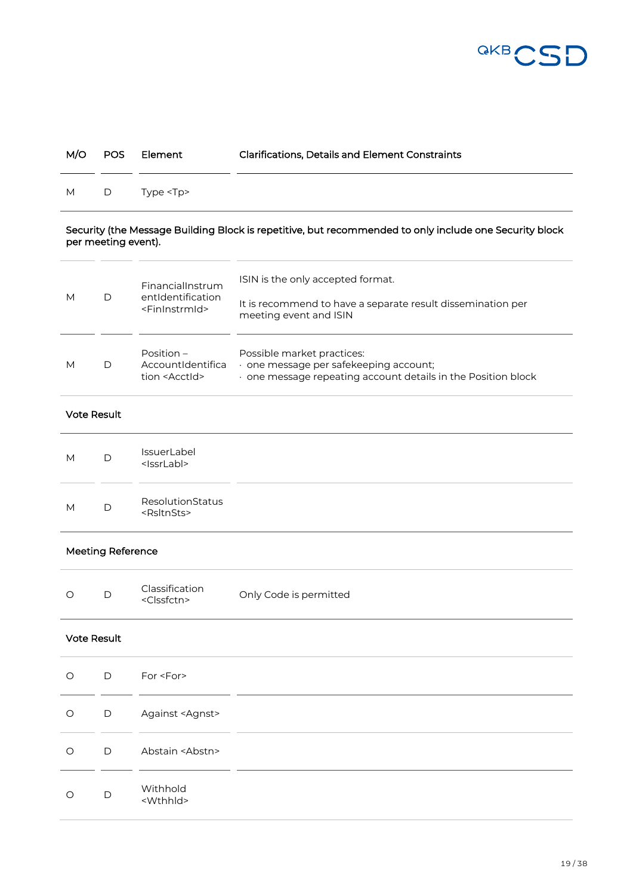| M/O | POS | Element | Clarifications, Details and Element Constraints |
|---|---|---|---|
| M | D | Type <Tp> | |
| **Security (the Message Building Block is repetitive, but recommended to only include one Security block per meeting event).** | | | |
| M | D | FinancialInstrumentIdentification <FinInstrmId> | ISIN is the only accepted format.<br><br>It is recommend to have a separate result dissemination per meeting event and ISIN |
| M | D | Position – AccountIdentification <AcctId> | Possible market practices:<br>· one message per safekeeping account;<br>· one message repeating account details in the Position block |
| **Vote Result** | | | |
| M | D | IssuerLabel <IssrLabl> | |
| M | D | ResolutionStatus <RsltnSts> | |
| **Meeting Reference** | | | |
| O | D | Classification <Clssfctn> | Only Code is permitted |
| **Vote Result** | | | |
| O | D | For <For> | |
| O | D | Against <Agnst> | |
| O | D | Abstain <Abstn> | |
| O | D | Withhold <Wthhld> | |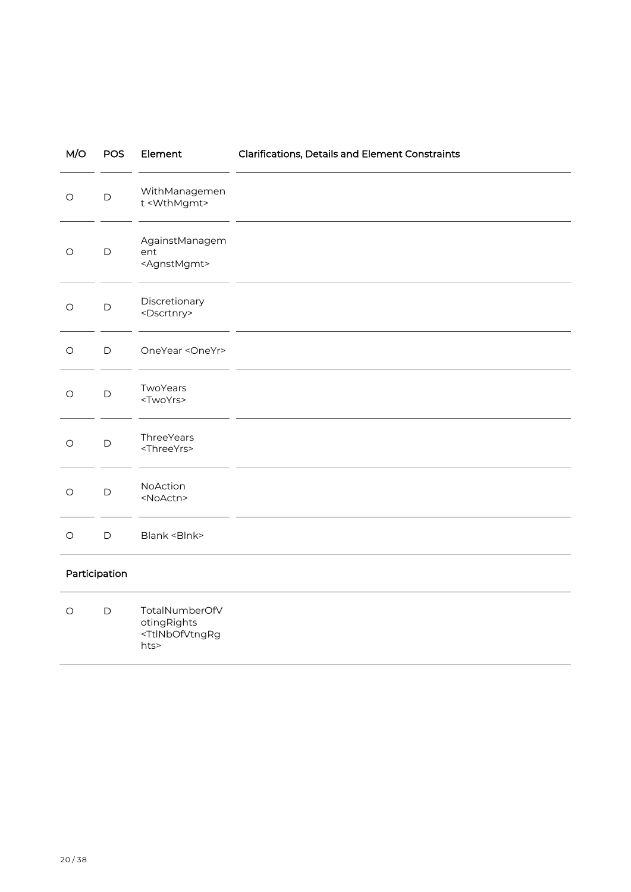| M/O | POS | Element | Clarifications, Details and Element Constraints |
|---|---|---|---|
| O | D | WithManagement <WthMgmt> | |
| O | D | AgainstManagement <AgnstMgmt> | |
| O | D | Discretionary <Dscrtnry> | |
| O | D | OneYear <OneYr> | |
| O | D | TwoYears <TwoYrs> | |
| O | D | ThreeYears <ThreeYrs> | |
| O | D | NoAction <NoActn> | |
| O | D | Blank <Blnk> | |
| **Participation** | | | |
| O | D | TotalNumberOfVotingRights <TtlNbOfVtngRghts> | |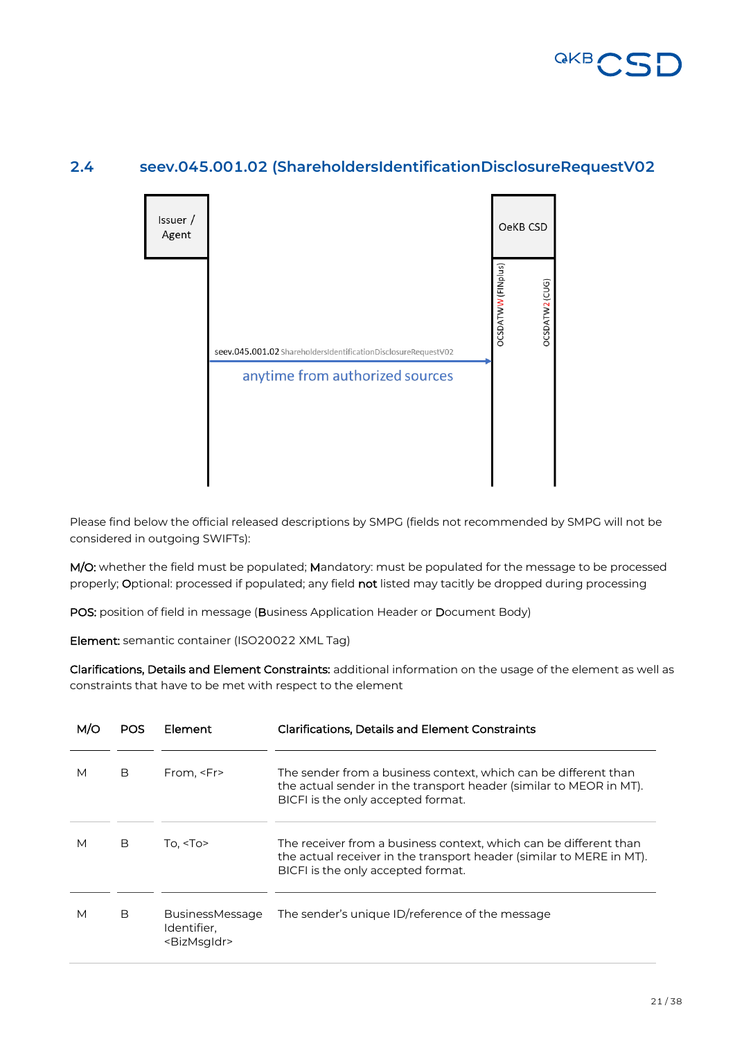## 2.4 seev.045.001.02 (ShareholdersIdentificationDisclosureRequestV02

Issuer / Agent

OeKB CSD

OCSDATWW (FINplus)

OCSDATW2 (CUG)

seev.045.001.02 ShareholdersIdentificationDisclosureRequestV02

anytime from authorized sources

Please find below the official released descriptions by SMPG (fields not recommended by SMPG will not be considered in outgoing SWIFTs):

**M/O:** whether the field must be populated; **M**andatory: must be populated for the message to be processed properly; **O**ptional: processed if populated; any field **not** listed may tacitly be dropped during processing

**POS:** position of field in message (**B**usiness Application Header or **D**ocument Body)

**Element:** semantic container (ISO20022 XML Tag)

**Clarifications, Details and Element Constraints:** additional information on the usage of the element as well as constraints that have to be met with respect to the element

| M/O | POS | Element | Clarifications, Details and Element Constraints |
|---|---|---|---|
| M | B | From, <Fr> | The sender from a business context, which can be different than the actual sender in the transport header (similar to MEOR in MT). BICFI is the only accepted format. |
| M | B | To, <To> | The receiver from a business context, which can be different than the actual receiver in the transport header (similar to MERE in MT). BICFI is the only accepted format. |
| M | B | BusinessMessage Identifier, <BizMsgIdr> | The sender's unique ID/reference of the message |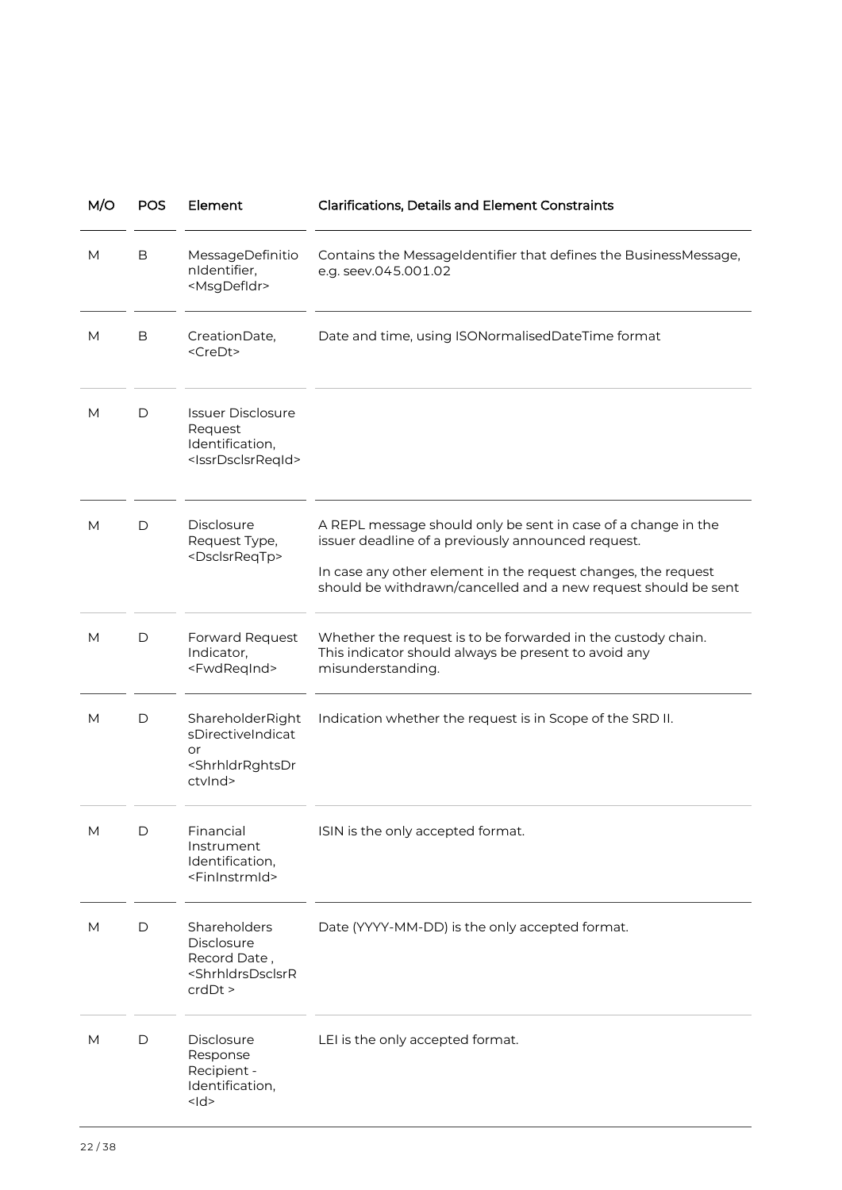| M/O | POS | Element | Clarifications, Details and Element Constraints |
|---|---|---|---|
| M | B | MessageDefinitionIdentifier, <MsgDefIdr> | Contains the MessageIdentifier that defines the BusinessMessage, e.g. seev.045.001.02 |
| M | B | CreationDate, <CreDt> | Date and time, using ISONormalisedDateTime format |
| M | D | Issuer Disclosure Request Identification, <IssrDsclsrReqId> | |
| M | D | Disclosure Request Type, <DsclsrReqTp> | A REPL message should only be sent in case of a change in the issuer deadline of a previously announced request.<br><br>In case any other element in the request changes, the request should be withdrawn/cancelled and a new request should be sent |
| M | D | Forward Request Indicator, <FwdReqInd> | Whether the request is to be forwarded in the custody chain. This indicator should always be present to avoid any misunderstanding. |
| M | D | ShareholderRightsDirectiveIndicator <ShrhldrRghtsDrctvInd> | Indication whether the request is in Scope of the SRD II. |
| M | D | Financial Instrument Identification, <FinInstrmId> | ISIN is the only accepted format. |
| M | D | Shareholders Disclosure Record Date , <ShrhldrsDsclsrRcrdDt > | Date (YYYY-MM-DD) is the only accepted format. |
| M | D | Disclosure Response Recipient - Identification, <Id> | LEI is the only accepted format. |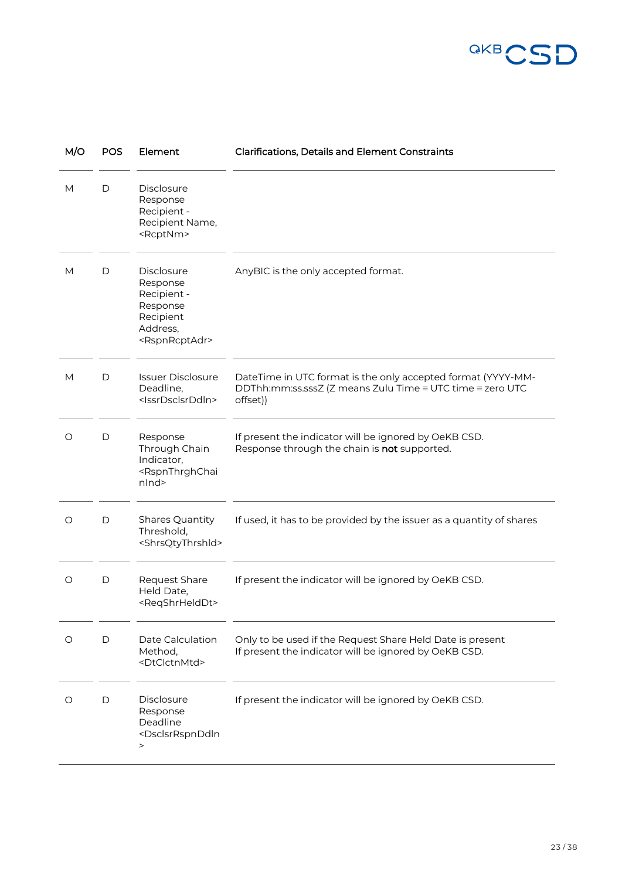| M/O | POS | Element | Clarifications, Details and Element Constraints |
|---|---|---|---|
| M | D | Disclosure Response Recipient - Recipient Name, <RcptNm> | |
| M | D | Disclosure Response Recipient - Response Recipient Address, <RspnRcptAdr> | AnyBIC is the only accepted format. |
| M | D | Issuer Disclosure Deadline, <IssrDsclsrDdln> | DateTime in UTC format is the only accepted format (YYYY-MM-DDThh:mm:ss.sssZ (Z means Zulu Time ≡ UTC time ≡ zero UTC offset)) |
| O | D | Response Through Chain Indicator, <RspnThrghChainInd> | If present the indicator will be ignored by OeKB CSD. Response through the chain is **not** supported. |
| O | D | Shares Quantity Threshold, <ShrsQtyThrshld> | If used, it has to be provided by the issuer as a quantity of shares |
| O | D | Request Share Held Date, <ReqShrHeldDt> | If present the indicator will be ignored by OeKB CSD. |
| O | D | Date Calculation Method, <DtClctnMtd> | Only to be used if the Request Share Held Date is present<br>If present the indicator will be ignored by OeKB CSD. |
| O | D | Disclosure Response Deadline <DsclsrRspnDdln> | If present the indicator will be ignored by OeKB CSD. |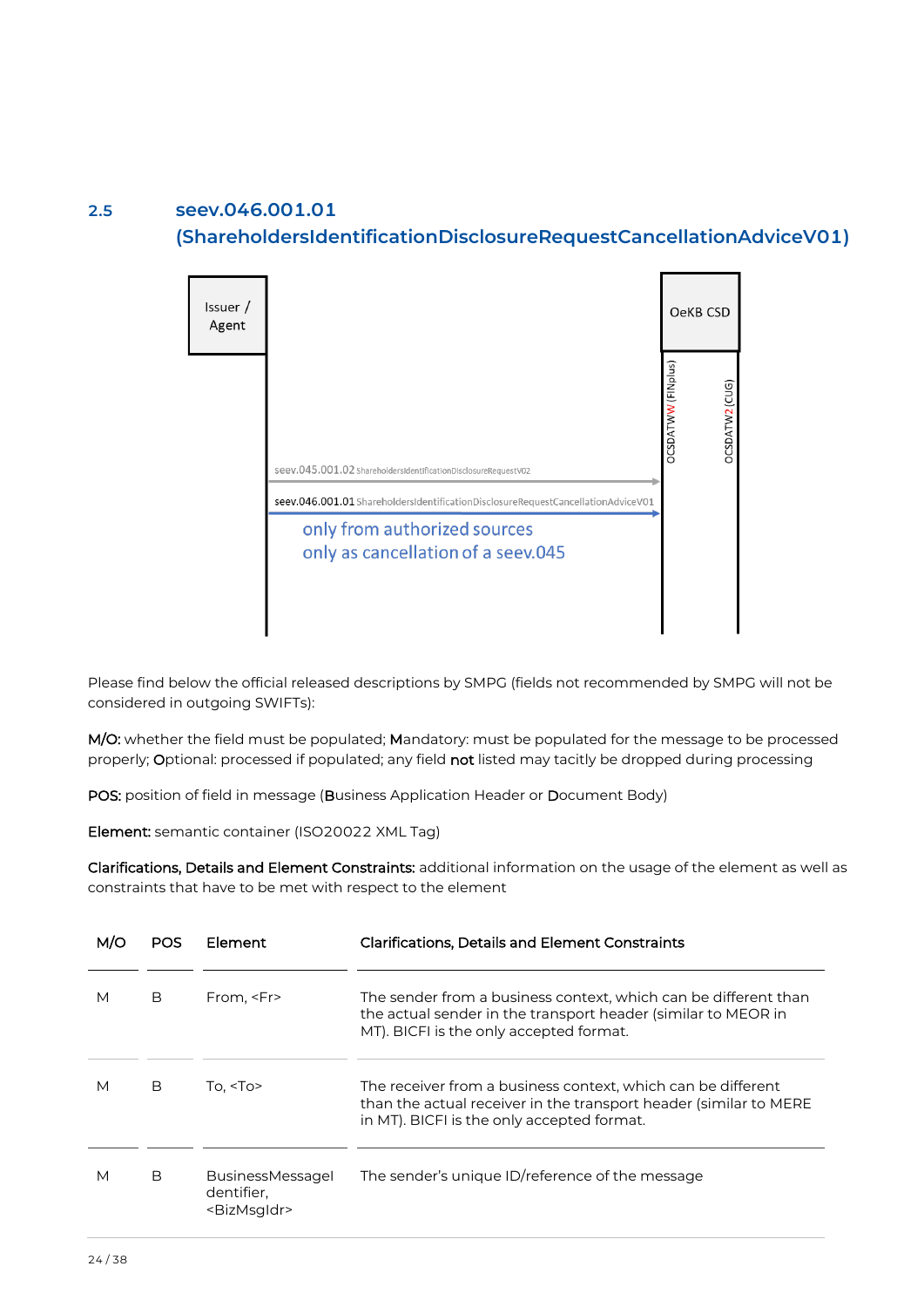## 2.5 seev.046.001.01 (ShareholdersIdentificationDisclosureRequestCancellationAdviceV01)

Issuer / Agent

OeKB CSD

OCSDATWW (FINplus)

OCSDATW2 (CUG)

seev.045.001.02 ShareholdersIdentificationDisclosureRequestV02

seev.046.001.01 ShareholdersIdentificationDisclosureRequestCancellationAdviceV01

only from authorized sources
only as cancellation of a seev.045

Please find below the official released descriptions by SMPG (fields not recommended by SMPG will not be considered in outgoing SWIFTs):

**M/O:** whether the field must be populated; **M**andatory: must be populated for the message to be processed properly; **O**ptional: processed if populated; any field **not** listed may tacitly be dropped during processing

**POS:** position of field in message (**B**usiness Application Header or **D**ocument Body)

**Element:** semantic container (ISO20022 XML Tag)

**Clarifications, Details and Element Constraints:** additional information on the usage of the element as well as constraints that have to be met with respect to the element

| M/O | POS | Element | Clarifications, Details and Element Constraints |
|---|---|---|---|
| M | B | From, <Fr> | The sender from a business context, which can be different than the actual sender in the transport header (similar to MEOR in MT). BICFI is the only accepted format. |
| M | B | To, <To> | The receiver from a business context, which can be different than the actual receiver in the transport header (similar to MERE in MT). BICFI is the only accepted format. |
| M | B | BusinessMessageIdentifier, <BizMsgIdr> | The sender's unique ID/reference of the message |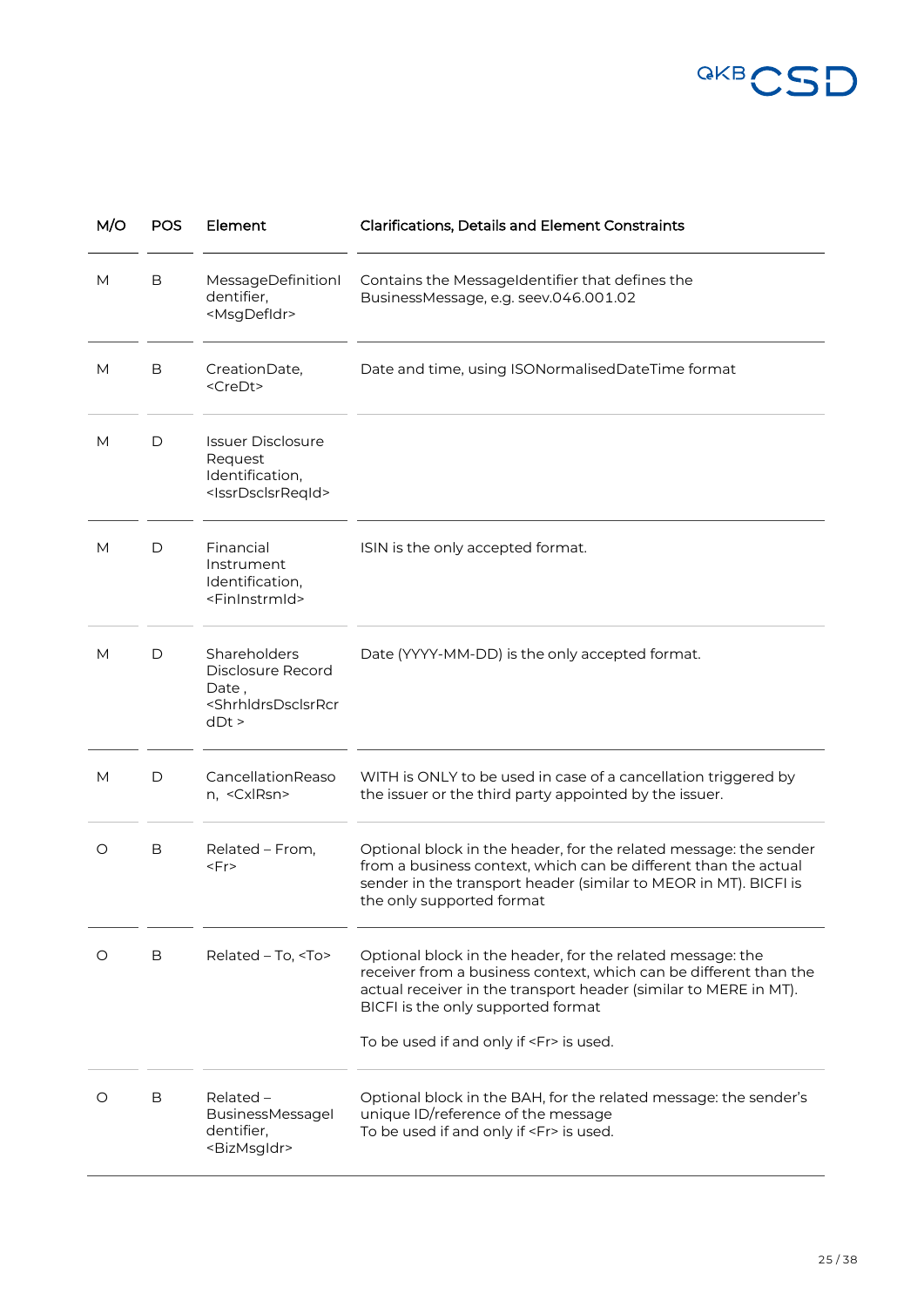| M/O | POS | Element | Clarifications, Details and Element Constraints |
| --- | --- | --- | --- |
| M | B | MessageDefinitionIdentifier, <MsgDefIdr> | Contains the MessageIdentifier that defines the BusinessMessage, e.g. seev.046.001.02 |
| M | B | CreationDate, <CreDt> | Date and time, using ISONormalisedDateTime format |
| M | D | Issuer Disclosure Request Identification, <IssrDsclsrReqId> | |
| M | D | Financial Instrument Identification, <FinInstrmId> | ISIN is the only accepted format. |
| M | D | Shareholders Disclosure Record Date , <ShrhldrsDsclsrRcrdDt > | Date (YYYY-MM-DD) is the only accepted format. |
| M | D | CancellationReason, <CxlRsn> | WITH is ONLY to be used in case of a cancellation triggered by the issuer or the third party appointed by the issuer. |
| O | B | Related – From, <Fr> | Optional block in the header, for the related message: the sender from a business context, which can be different than the actual sender in the transport header (similar to MEOR in MT). BICFI is the only supported format |
| O | B | Related – To, <To> | Optional block in the header, for the related message: the receiver from a business context, which can be different than the actual receiver in the transport header (similar to MERE in MT). BICFI is the only supported format<br><br>To be used if and only if <Fr> is used. |
| O | B | Related – BusinessMessageIdentifier, <BizMsgIdr> | Optional block in the BAH, for the related message: the sender's unique ID/reference of the message<br>To be used if and only if <Fr> is used. |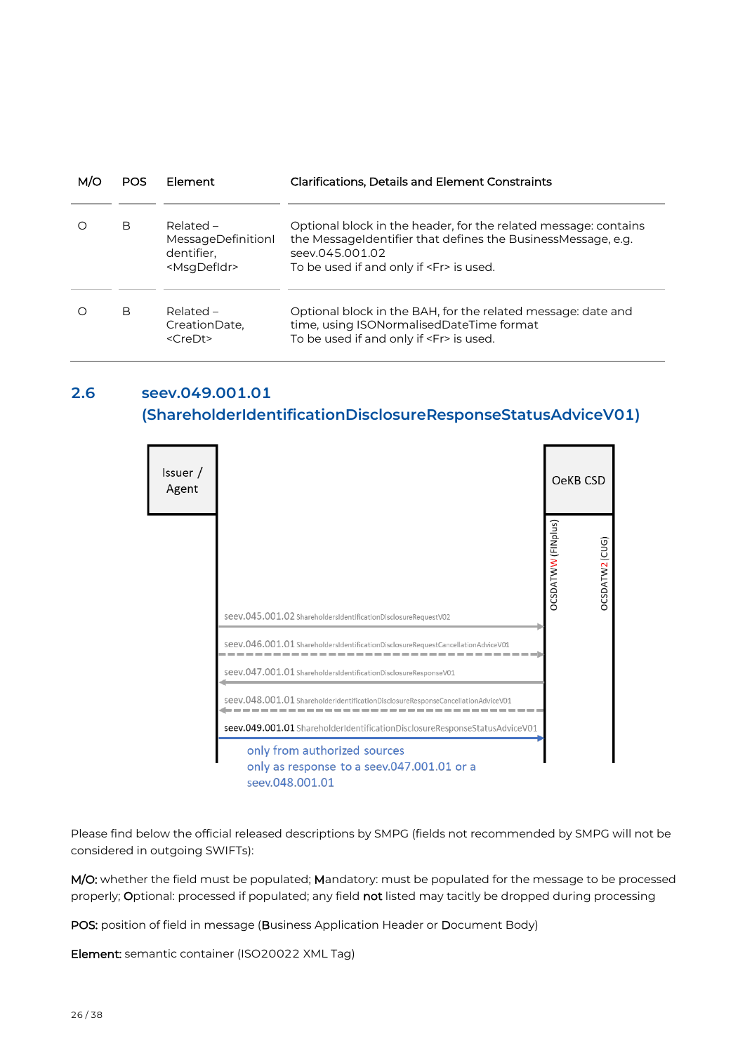| M/O | POS | Element | Clarifications, Details and Element Constraints |
|---|---|---|---|
| O | B | Related – MessageDefinitionIdentifier, <MsgDefIdr> | Optional block in the header, for the related message: contains the MessageIdentifier that defines the BusinessMessage, e.g. seev.045.001.02<br>To be used if and only if <Fr> is used. |
| O | B | Related – CreationDate, <CreDt> | Optional block in the BAH, for the related message: date and time, using ISONormalisedDateTime format<br>To be used if and only if <Fr> is used. |

## 2.6 seev.049.001.01 (ShareholderIdentificationDisclosureResponseStatusAdviceV01)

Issuer / Agent

OeKB CSD

OCSDATWW (FINplus)

OCSDATW2 (CUG)

seev.045.001.02 ShareholdersIdentificationDisclosureRequestV02

seev.046.001.01 ShareholdersIdentificationDisclosureRequestCancellationAdviceV01

seev.047.001.01 ShareholdersIdentificationDisclosureResponseV01

seev.048.001.01 ShareholderIdentificationDisclosureResponseCancellationAdviceV01

seev.049.001.01 ShareholderIdentificationDisclosureResponseStatusAdviceV01

only from authorized sources
only as response to a seev.047.001.01 or a seev.048.001.01

Please find below the official released descriptions by SMPG (fields not recommended by SMPG will not be considered in outgoing SWIFTs):

**M/O:** whether the field must be populated; **M**andatory: must be populated for the message to be processed properly; **O**ptional: processed if populated; any field **not** listed may tacitly be dropped during processing

**POS:** position of field in message (**B**usiness Application Header or **D**ocument Body)

**Element:** semantic container (ISO20022 XML Tag)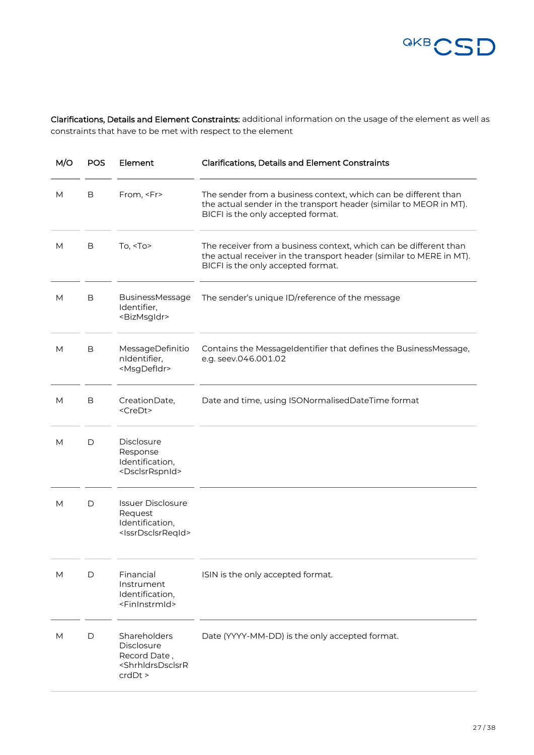**Clarifications, Details and Element Constraints:** additional information on the usage of the element as well as constraints that have to be met with respect to the element

| M/O | POS | Element | Clarifications, Details and Element Constraints |
|---|---|---|---|
| M | B | From, <Fr> | The sender from a business context, which can be different than the actual sender in the transport header (similar to MEOR in MT). BICFI is the only accepted format. |
| M | B | To, <To> | The receiver from a business context, which can be different than the actual receiver in the transport header (similar to MERE in MT). BICFI is the only accepted format. |
| M | B | BusinessMessage Identifier, <BizMsgIdr> | The sender's unique ID/reference of the message |
| M | B | MessageDefinitionIdentifier, <MsgDefIdr> | Contains the MessageIdentifier that defines the BusinessMessage, e.g. seev.046.001.02 |
| M | B | CreationDate, <CreDt> | Date and time, using ISONormalisedDateTime format |
| M | D | Disclosure Response Identification, <DsclsrRspnId> | |
| M | D | Issuer Disclosure Request Identification, <IssrDsclsrReqId> | |
| M | D | Financial Instrument Identification, <FinInstrmId> | ISIN is the only accepted format. |
| M | D | Shareholders Disclosure Record Date , <ShrhldrsDsclsrRcrdDt > | Date (YYYY-MM-DD) is the only accepted format. |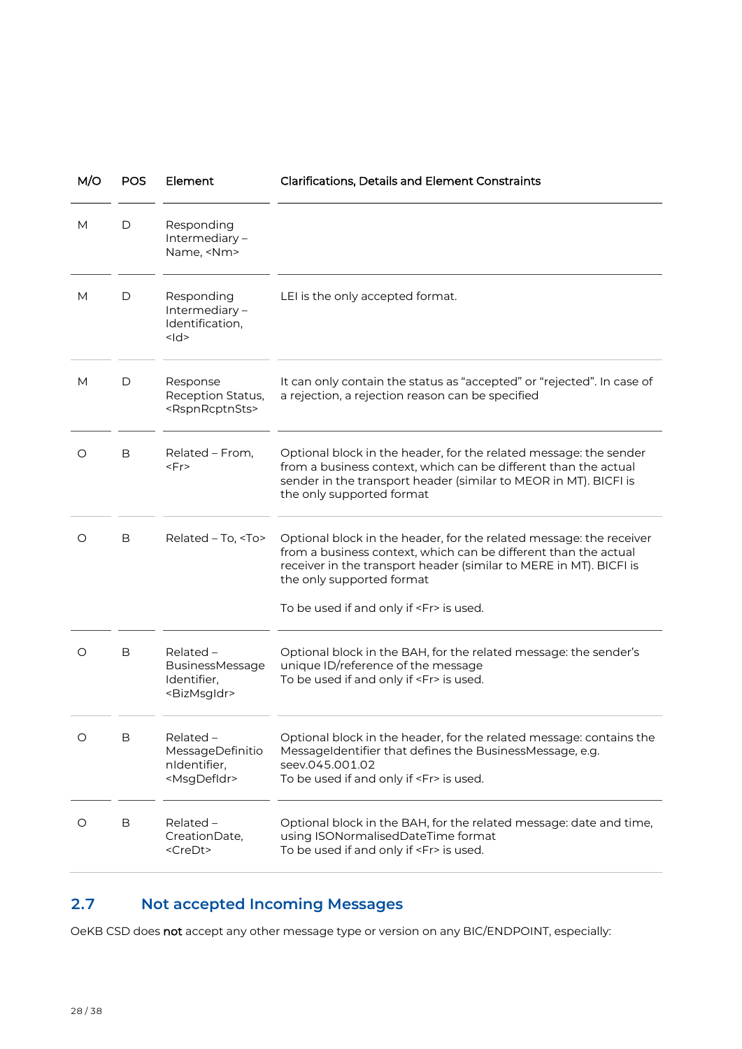| M/O | POS | Element | Clarifications, Details and Element Constraints |
|---|---|---|---|
| M | D | Responding Intermediary – Name, <Nm> | |
| M | D | Responding Intermediary – Identification, <Id> | LEI is the only accepted format. |
| M | D | Response Reception Status, <RspnRcptnSts> | It can only contain the status as "accepted" or "rejected". In case of a rejection, a rejection reason can be specified |
| O | B | Related – From, <Fr> | Optional block in the header, for the related message: the sender from a business context, which can be different than the actual sender in the transport header (similar to MEOR in MT). BICFI is the only supported format |
| O | B | Related – To, <To> | Optional block in the header, for the related message: the receiver from a business context, which can be different than the actual receiver in the transport header (similar to MERE in MT). BICFI is the only supported format<br><br>To be used if and only if <Fr> is used. |
| O | B | Related – BusinessMessage Identifier, <BizMsgIdr> | Optional block in the BAH, for the related message: the sender's unique ID/reference of the message<br>To be used if and only if <Fr> is used. |
| O | B | Related – MessageDefinitionIdentifier, <MsgDefIdr> | Optional block in the header, for the related message: contains the MessageIdentifier that defines the BusinessMessage, e.g. seev.045.001.02<br>To be used if and only if <Fr> is used. |
| O | B | Related – CreationDate, <CreDt> | Optional block in the BAH, for the related message: date and time, using ISONormalisedDateTime format<br>To be used if and only if <Fr> is used. |

## 2.7 Not accepted Incoming Messages

OeKB CSD does **not** accept any other message type or version on any BIC/ENDPOINT, especially: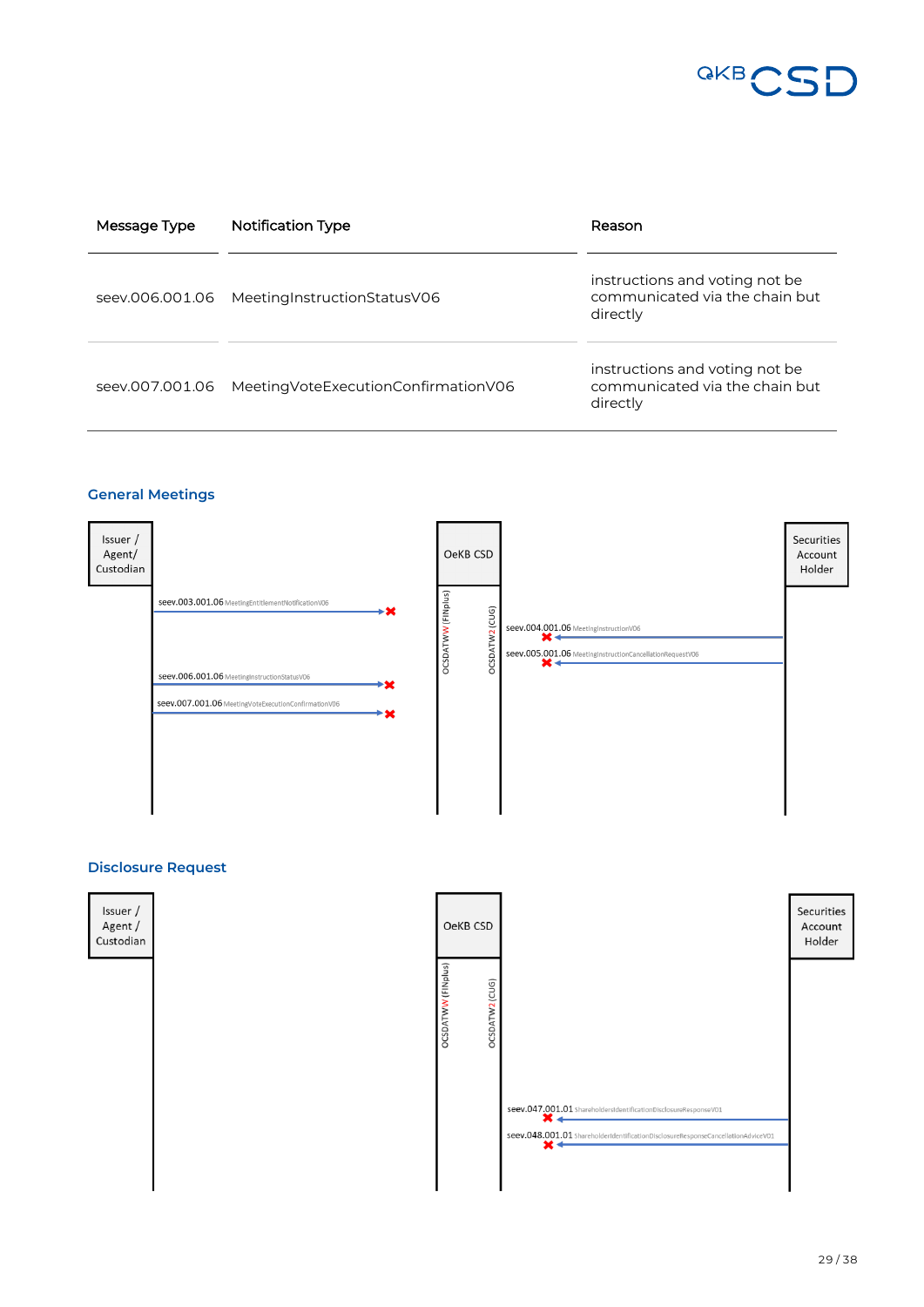| Message Type | Notification Type | Reason |
|---|---|---|
| seev.006.001.06 | MeetingInstructionStatusV06 | instructions and voting not be communicated via the chain but directly |
| seev.007.001.06 | MeetingVoteExecutionConfirmationV06 | instructions and voting not be communicated via the chain but directly |

## General Meetings

Issuer / Agent/ Custodian

OeKB CSD

Securities Account Holder

OCSDATWW (FINplus)

OCSDATW2 (CUG)

seev.003.001.06 MeetingEntitlementNotificationV06

seev.004.001.06 MeetingInstructionV06

seev.005.001.06 MeetingInstructionCancellationRequestV06

seev.006.001.06 MeetingInstructionStatusV06

seev.007.001.06 MeetingVoteExecutionConfirmationV06

## Disclosure Request

Issuer / Agent / Custodian

OeKB CSD

Securities Account Holder

OCSDATWW (FINplus)

OCSDATW2 (CUG)

seev.047.001.01 ShareholderIdentificationDisclosureResponseV01

seev.048.001.01 ShareholderIdentificationDisclosureResponseCancellationAdviceV01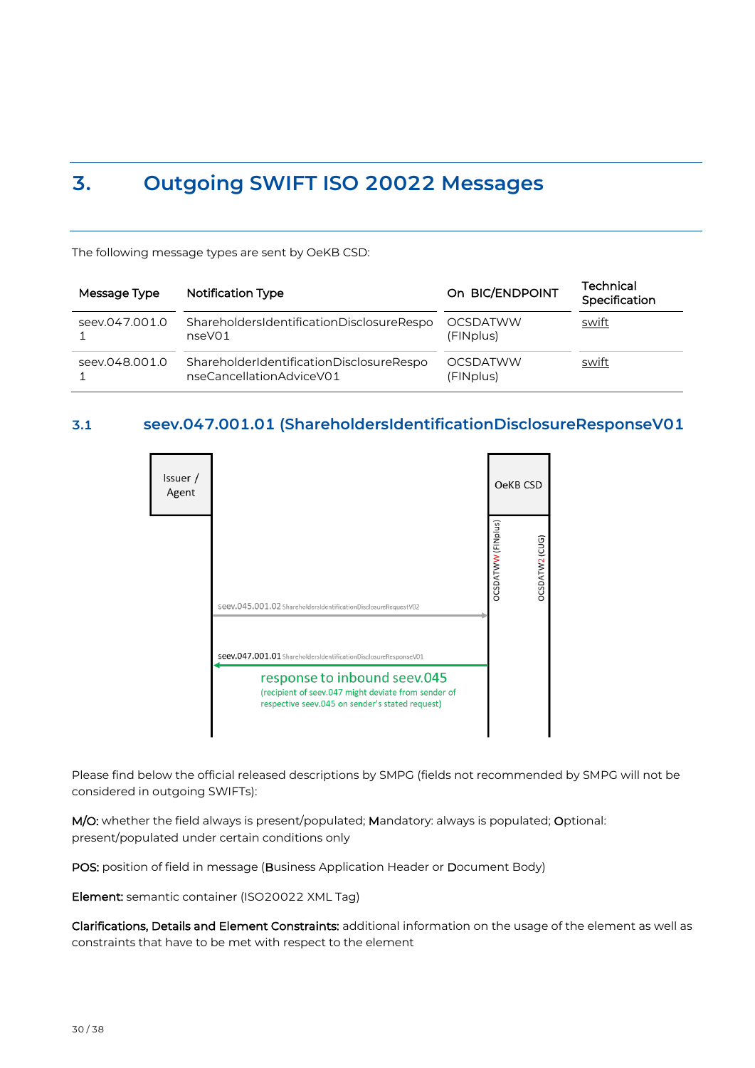# 3. Outgoing SWIFT ISO 20022 Messages

The following message types are sent by OeKB CSD:

| Message Type | Notification Type | On BIC/ENDPOINT | Technical Specification |
|---|---|---|---|
| seev.047.001.01 | ShareholdersIdentificationDisclosureResponseV01 | OCSDATWW (FINplus) | swift |
| seev.048.001.01 | ShareholderIdentificationDisclosureResponseCancellationAdviceV01 | OCSDATWW (FINplus) | swift |

## 3.1 seev.047.001.01 (ShareholdersIdentificationDisclosureResponseV01

Issuer / Agent

OeKB CSD

OCSDATWW (FINplus)

OCSDATW2 (CUG)

seev.045.001.02 ShareholdersIdentificationDisclosureRequestV02

seev.047.001.01 ShareholdersIdentificationDisclosureResponseV01

response to inbound seev.045
(recipient of seev.047 might deviate from sender of respective seev.045 on sender's stated request)

Please find below the official released descriptions by SMPG (fields not recommended by SMPG will not be considered in outgoing SWIFTs):

**M/O:** whether the field always is present/populated; **M**andatory: always is populated; **O**ptional: present/populated under certain conditions only

**POS:** position of field in message (**B**usiness Application Header or **D**ocument Body)

**Element:** semantic container (ISO20022 XML Tag)

**Clarifications, Details and Element Constraints:** additional information on the usage of the element as well as constraints that have to be met with respect to the element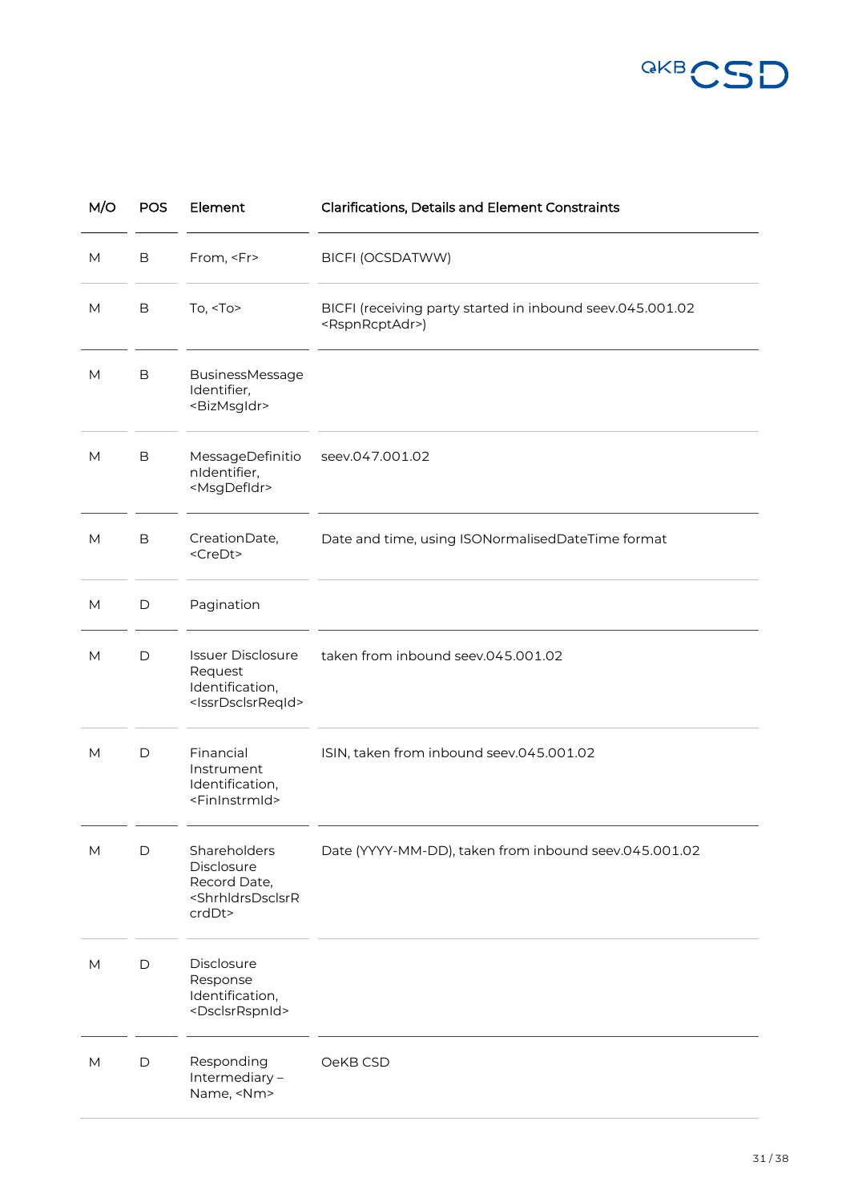| M/O | POS | Element | Clarifications, Details and Element Constraints |
|---|---|---|---|
| M | B | From, <Fr> | BICFI (OCSDATWW) |
| M | B | To, <To> | BICFI (receiving party started in inbound seev.045.001.02 <RspnRcptAdr>) |
| M | B | BusinessMessage Identifier, <BizMsgIdr> | |
| M | B | MessageDefinitionIdentifier, <MsgDefIdr> | seev.047.001.02 |
| M | B | CreationDate, <CreDt> | Date and time, using ISONormalisedDateTime format |
| M | D | Pagination | |
| M | D | Issuer Disclosure Request Identification, <IssrDsclsrReqId> | taken from inbound seev.045.001.02 |
| M | D | Financial Instrument Identification, <FinInstrmId> | ISIN, taken from inbound seev.045.001.02 |
| M | D | Shareholders Disclosure Record Date, <ShrhldrsDsclsrRcrdDt> | Date (YYYY-MM-DD), taken from inbound seev.045.001.02 |
| M | D | Disclosure Response Identification, <DsclsrRspnId> | |
| M | D | Responding Intermediary – Name, <Nm> | OeKB CSD |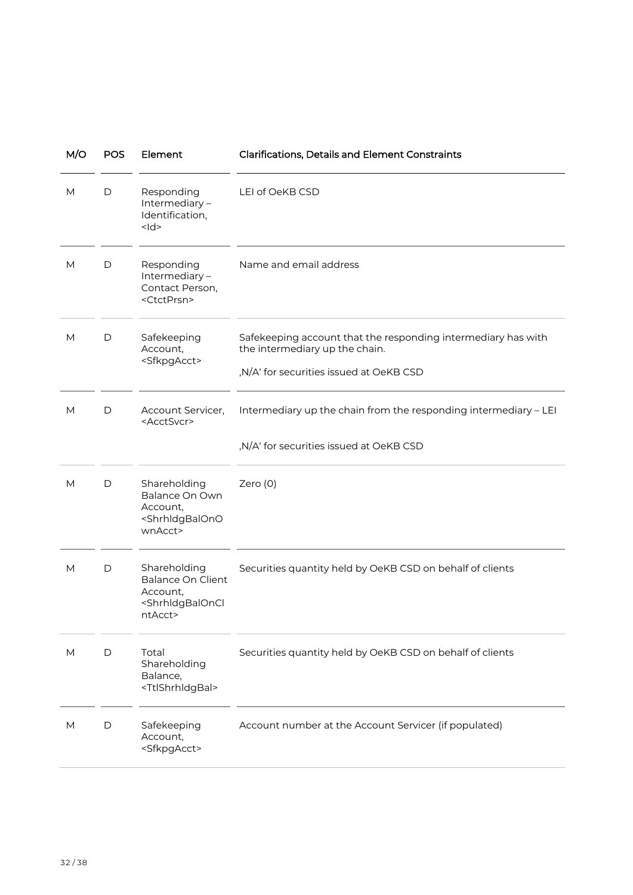| M/O | POS | Element | Clarifications, Details and Element Constraints |
|---|---|---|---|
| M | D | Responding Intermediary – Identification, <Id> | LEI of OeKB CSD |
| M | D | Responding Intermediary – Contact Person, <CtctPrsn> | Name and email address |
| M | D | Safekeeping Account, <SfkpgAcct> | Safekeeping account that the responding intermediary has with the intermediary up the chain.<br><br>‚N/A' for securities issued at OeKB CSD |
| M | D | Account Servicer, <AcctSvcr> | Intermediary up the chain from the responding intermediary – LEI<br><br>‚N/A' for securities issued at OeKB CSD |
| M | D | Shareholding Balance On Own Account, <ShrhldgBalOnOwnAcct> | Zero (0) |
| M | D | Shareholding Balance On Client Account, <ShrhldgBalOnClntAcct> | Securities quantity held by OeKB CSD on behalf of clients |
| M | D | Total Shareholding Balance, <TtlShrhldgBal> | Securities quantity held by OeKB CSD on behalf of clients |
| M | D | Safekeeping Account, <SfkpgAcct> | Account number at the Account Servicer (if populated) |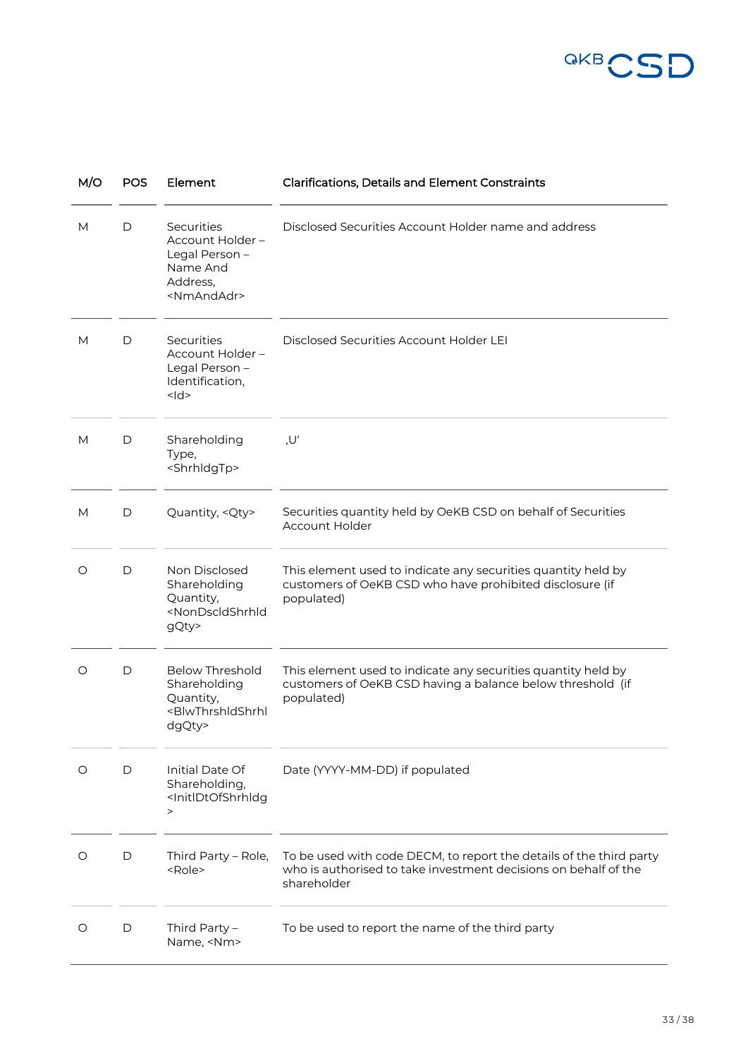| M/O | POS | Element | Clarifications, Details and Element Constraints |
|---|---|---|---|
| M | D | Securities Account Holder – Legal Person – Name And Address, <NmAndAdr> | Disclosed Securities Account Holder name and address |
| M | D | Securities Account Holder – Legal Person – Identification, <Id> | Disclosed Securities Account Holder LEI |
| M | D | Shareholding Type, <ShrhldgTp> | ‚U‘ |
| M | D | Quantity, <Qty> | Securities quantity held by OeKB CSD on behalf of Securities Account Holder |
| O | D | Non Disclosed Shareholding Quantity, <NonDscldShrhldgQty> | This element used to indicate any securities quantity held by customers of OeKB CSD who have prohibited disclosure (if populated) |
| O | D | Below Threshold Shareholding Quantity, <BlwThrshldShrhldgQty> | This element used to indicate any securities quantity held by customers of OeKB CSD having a balance below threshold (if populated) |
| O | D | Initial Date Of Shareholding, <InitlDtOfShrhldg> | Date (YYYY-MM-DD) if populated |
| O | D | Third Party – Role, <Role> | To be used with code DECM, to report the details of the third party who is authorised to take investment decisions on behalf of the shareholder |
| O | D | Third Party – Name, <Nm> | To be used to report the name of the third party |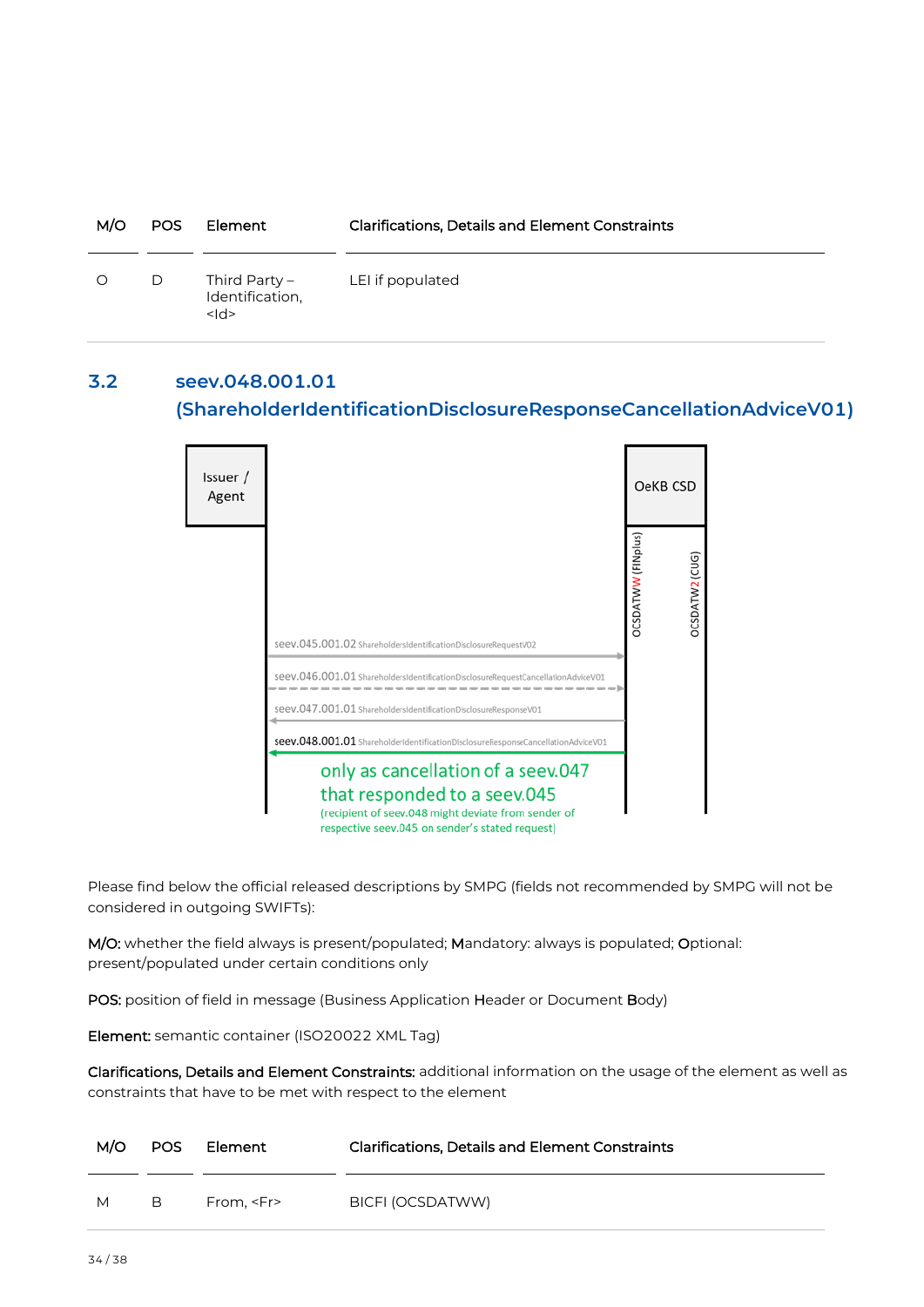| M/O | POS | Element | Clarifications, Details and Element Constraints |
|---|---|---|---|
| O | D | Third Party – Identification, <Id> | LEI if populated |

## 3.2 seev.048.001.01 (ShareholderIdentificationDisclosureResponseCancellationAdviceV01)

Issuer / Agent

OeKB CSD

OCSDATWW (FINplus)

OCSDATW2 (CUG)

seev.045.001.02 ShareholdersIdentificationDisclosureRequestV02

seev.046.001.01 ShareholdersIdentificationDisclosureRequestCancellationAdviceV01

seev.047.001.01 ShareholdersIdentificationDisclosureResponseV01

seev.048.001.01 ShareholderIdentificationDisclosureResponseCancellationAdviceV01

only as cancellation of a seev.047 that responded to a seev.045
(recipient of seev.048 might deviate from sender of respective seev.045 on sender's stated request)

Please find below the official released descriptions by SMPG (fields not recommended by SMPG will not be considered in outgoing SWIFTs):

**M/O:** whether the field always is present/populated; **M**andatory: always is populated; **O**ptional: present/populated under certain conditions only

**POS:** position of field in message (Business Application **H**eader or Document **B**ody)

**Element:** semantic container (ISO20022 XML Tag)

**Clarifications, Details and Element Constraints:** additional information on the usage of the element as well as constraints that have to be met with respect to the element

| M/O | POS | Element | Clarifications, Details and Element Constraints |
|---|---|---|---|
| M | B | From, <Fr> | BICFI (OCSDATWW) |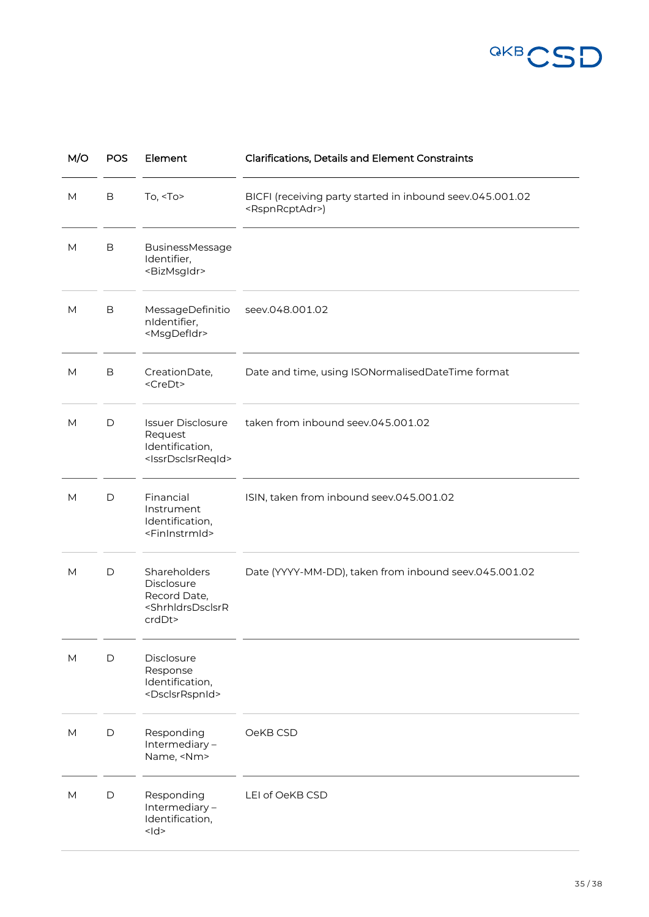| M/O | POS | Element | Clarifications, Details and Element Constraints |
|---|---|---|---|
| M | B | To, <To> | BICFI (receiving party started in inbound seev.045.001.02 <RspnRcptAdr>) |
| M | B | BusinessMessage Identifier, <BizMsgIdr> | |
| M | B | MessageDefinitionIdentifier, <MsgDefIdr> | seev.048.001.02 |
| M | B | CreationDate, <CreDt> | Date and time, using ISONormalisedDateTime format |
| M | D | Issuer Disclosure Request Identification, <IssrDsclsrReqId> | taken from inbound seev.045.001.02 |
| M | D | Financial Instrument Identification, <FinInstrmId> | ISIN, taken from inbound seev.045.001.02 |
| M | D | Shareholders Disclosure Record Date, <ShrhldrsDsclsrRcrdDt> | Date (YYYY-MM-DD), taken from inbound seev.045.001.02 |
| M | D | Disclosure Response Identification, <DsclsrRspnId> | |
| M | D | Responding Intermediary – Name, <Nm> | OeKB CSD |
| M | D | Responding Intermediary – Identification, <Id> | LEI of OeKB CSD |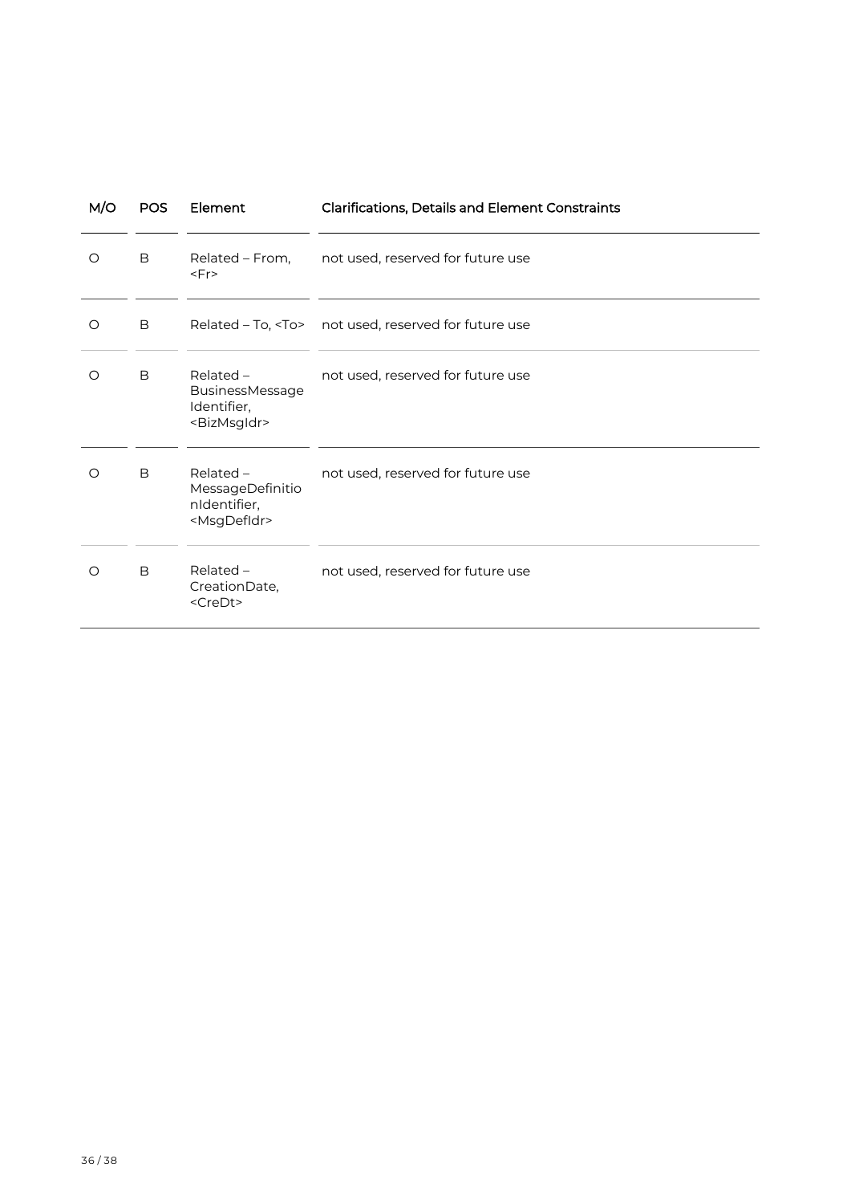| M/O | POS | Element | Clarifications, Details and Element Constraints |
|---|---|---|---|
| O | B | Related – From, <Fr> | not used, reserved for future use |
| O | B | Related – To, <To> | not used, reserved for future use |
| O | B | Related – BusinessMessage Identifier, <BizMsgIdr> | not used, reserved for future use |
| O | B | Related – MessageDefinitionIdentifier, <MsgDefIdr> | not used, reserved for future use |
| O | B | Related – CreationDate, <CreDt> | not used, reserved for future use |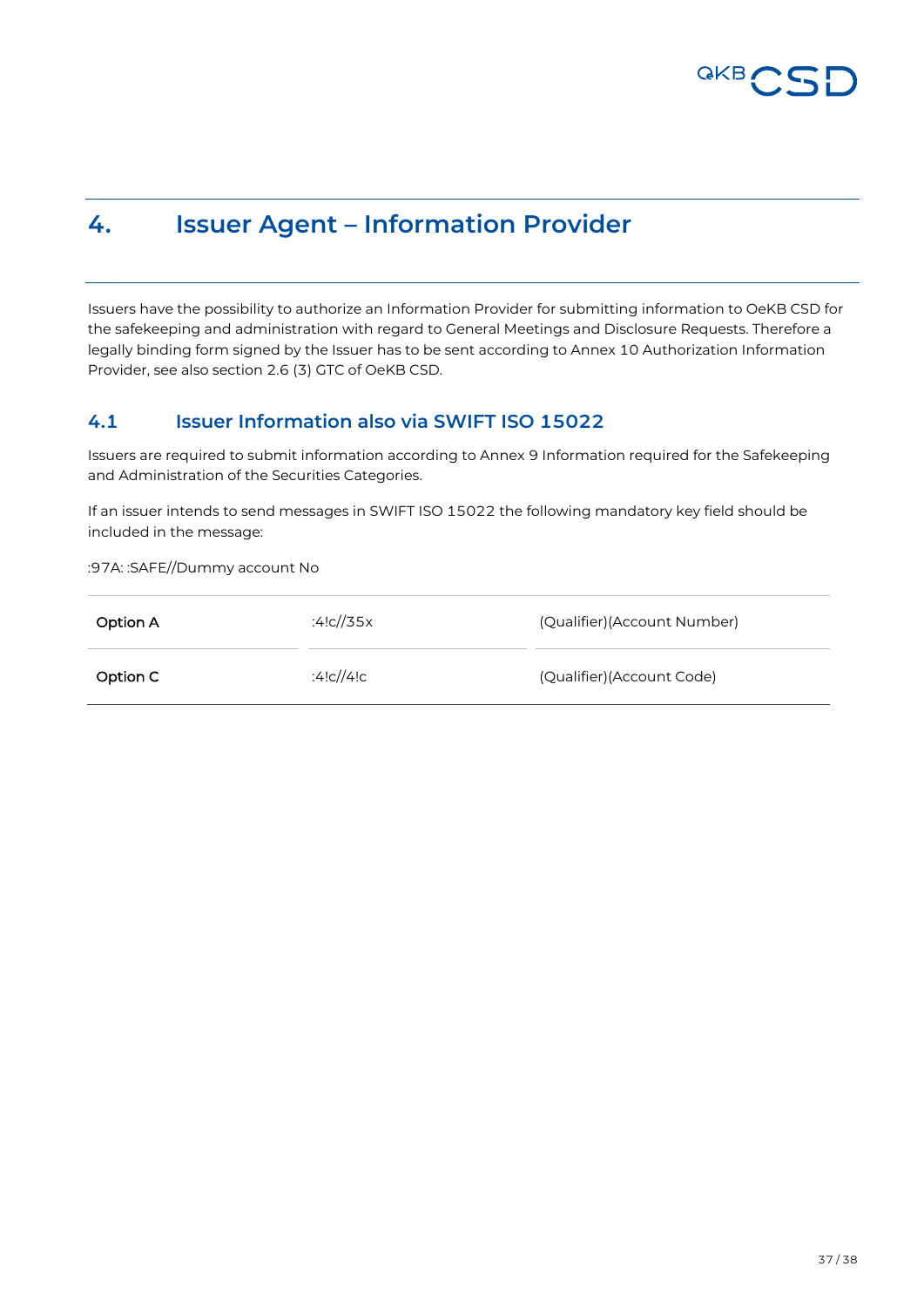# 4. Issuer Agent – Information Provider

Issuers have the possibility to authorize an Information Provider for submitting information to OeKB CSD for the safekeeping and administration with regard to General Meetings and Disclosure Requests. Therefore a legally binding form signed by the Issuer has to be sent according to Annex 10 Authorization Information Provider, see also section 2.6 (3) GTC of OeKB CSD.

## 4.1 Issuer Information also via SWIFT ISO 15022

Issuers are required to submit information according to Annex 9 Information required for the Safekeeping and Administration of the Securities Categories.

If an issuer intends to send messages in SWIFT ISO 15022 the following mandatory key field should be included in the message:

:97A: :SAFE//Dummy account No

| | | |
|---|---|---|
| **Option A** | :4!c//35x | (Qualifier)(Account Number) |
| **Option C** | :4!c//4!c | (Qualifier)(Account Code) |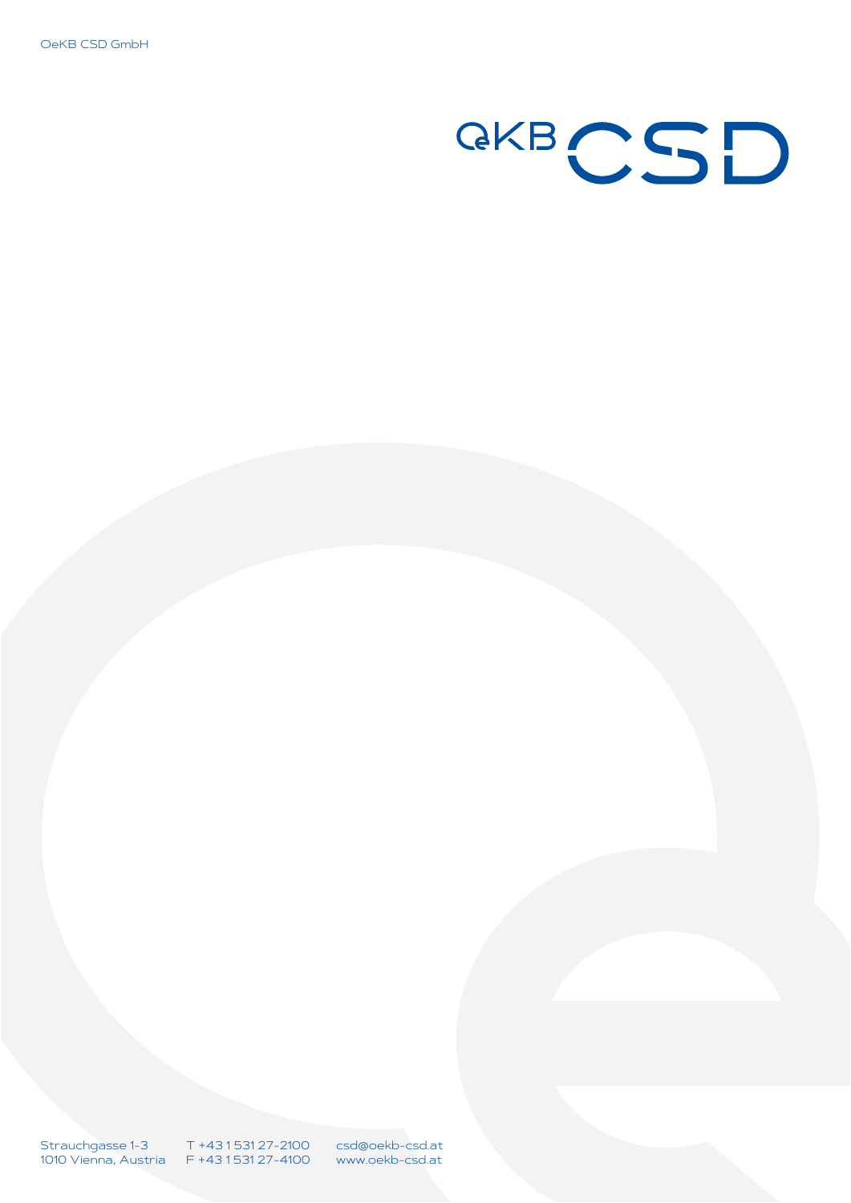OeKB CSD GmbH

Strauchgasse 1-3
1010 Vienna, Austria

T +43 1 531 27-2100
F +43 1 531 27-4100

csd@oekb-csd.at
www.oekb-csd.at